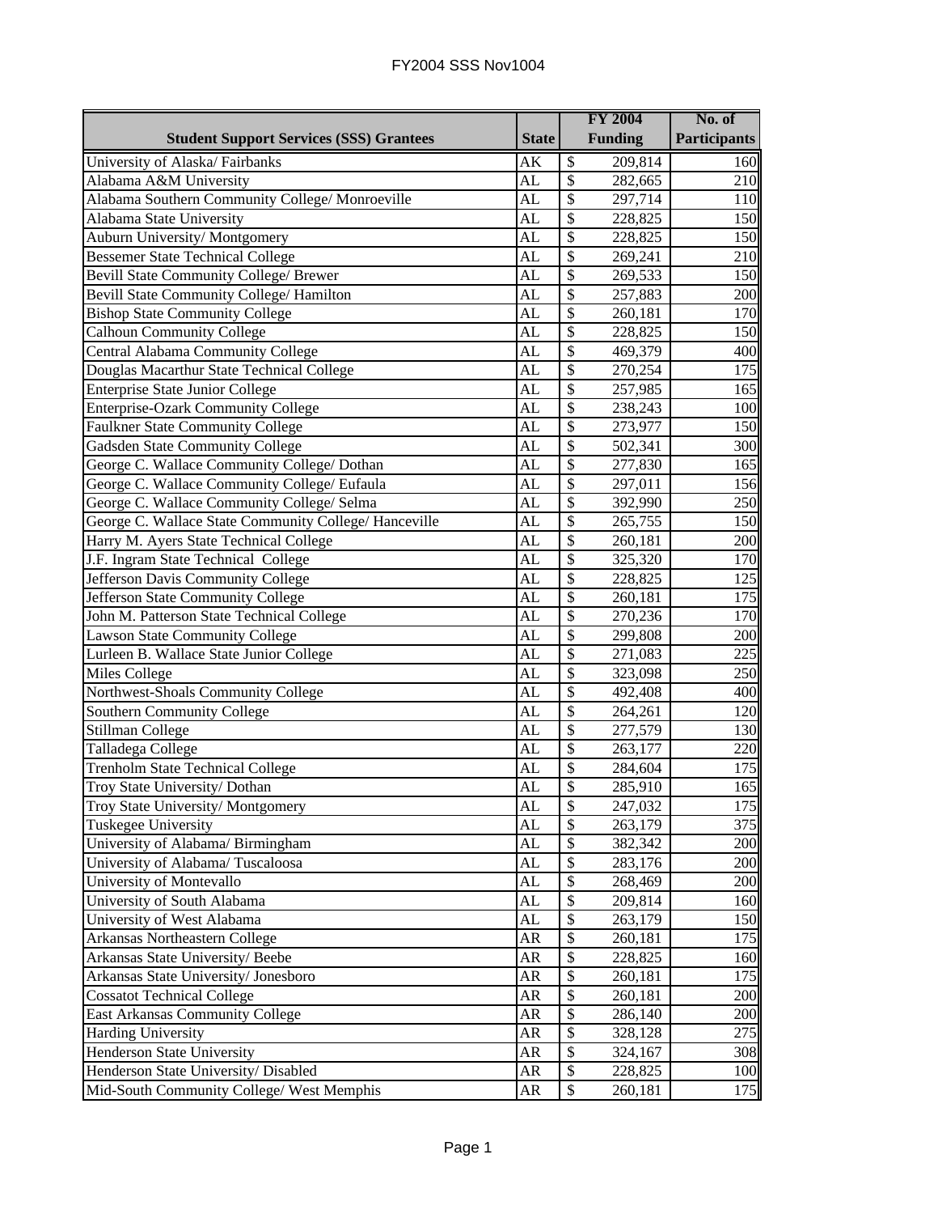| Student Support Services (SSS) Grantees | State | FY 2004 Funding | No. of Participants |
|---|---|---|---|
| University of Alaska/ Fairbanks | AK | $ 209,814 | 160 |
| Alabama A&M University | AL | $ 282,665 | 210 |
| Alabama Southern Community College/ Monroeville | AL | $ 297,714 | 110 |
| Alabama State University | AL | $ 228,825 | 150 |
| Auburn University/ Montgomery | AL | $ 228,825 | 150 |
| Bessemer State Technical College | AL | $ 269,241 | 210 |
| Bevill State Community College/ Brewer | AL | $ 269,533 | 150 |
| Bevill State Community College/ Hamilton | AL | $ 257,883 | 200 |
| Bishop State Community College | AL | $ 260,181 | 170 |
| Calhoun Community College | AL | $ 228,825 | 150 |
| Central Alabama Community College | AL | $ 469,379 | 400 |
| Douglas Macarthur State Technical College | AL | $ 270,254 | 175 |
| Enterprise State Junior College | AL | $ 257,985 | 165 |
| Enterprise-Ozark Community College | AL | $ 238,243 | 100 |
| Faulkner State Community College | AL | $ 273,977 | 150 |
| Gadsden State Community College | AL | $ 502,341 | 300 |
| George C. Wallace Community College/ Dothan | AL | $ 277,830 | 165 |
| George C. Wallace Community College/ Eufaula | AL | $ 297,011 | 156 |
| George C. Wallace Community College/ Selma | AL | $ 392,990 | 250 |
| George C. Wallace State Community College/ Hanceville | AL | $ 265,755 | 150 |
| Harry M. Ayers State Technical College | AL | $ 260,181 | 200 |
| J.F. Ingram State Technical College | AL | $ 325,320 | 170 |
| Jefferson Davis Community College | AL | $ 228,825 | 125 |
| Jefferson State Community College | AL | $ 260,181 | 175 |
| John M. Patterson State Technical College | AL | $ 270,236 | 170 |
| Lawson State Community College | AL | $ 299,808 | 200 |
| Lurleen B. Wallace State Junior College | AL | $ 271,083 | 225 |
| Miles College | AL | $ 323,098 | 250 |
| Northwest-Shoals Community College | AL | $ 492,408 | 400 |
| Southern Community College | AL | $ 264,261 | 120 |
| Stillman College | AL | $ 277,579 | 130 |
| Talladega College | AL | $ 263,177 | 220 |
| Trenholm State Technical College | AL | $ 284,604 | 175 |
| Troy State University/ Dothan | AL | $ 285,910 | 165 |
| Troy State University/ Montgomery | AL | $ 247,032 | 175 |
| Tuskegee University | AL | $ 263,179 | 375 |
| University of Alabama/ Birmingham | AL | $ 382,342 | 200 |
| University of Alabama/ Tuscaloosa | AL | $ 283,176 | 200 |
| University of Montevallo | AL | $ 268,469 | 200 |
| University of South Alabama | AL | $ 209,814 | 160 |
| University of West Alabama | AL | $ 263,179 | 150 |
| Arkansas Northeastern College | AR | $ 260,181 | 175 |
| Arkansas State University/ Beebe | AR | $ 228,825 | 160 |
| Arkansas State University/ Jonesboro | AR | $ 260,181 | 175 |
| Cossatot Technical College | AR | $ 260,181 | 200 |
| East Arkansas Community College | AR | $ 286,140 | 200 |
| Harding University | AR | $ 328,128 | 275 |
| Henderson State University | AR | $ 324,167 | 308 |
| Henderson State University/ Disabled | AR | $ 228,825 | 100 |
| Mid-South Community College/ West Memphis | AR | $ 260,181 | 175 |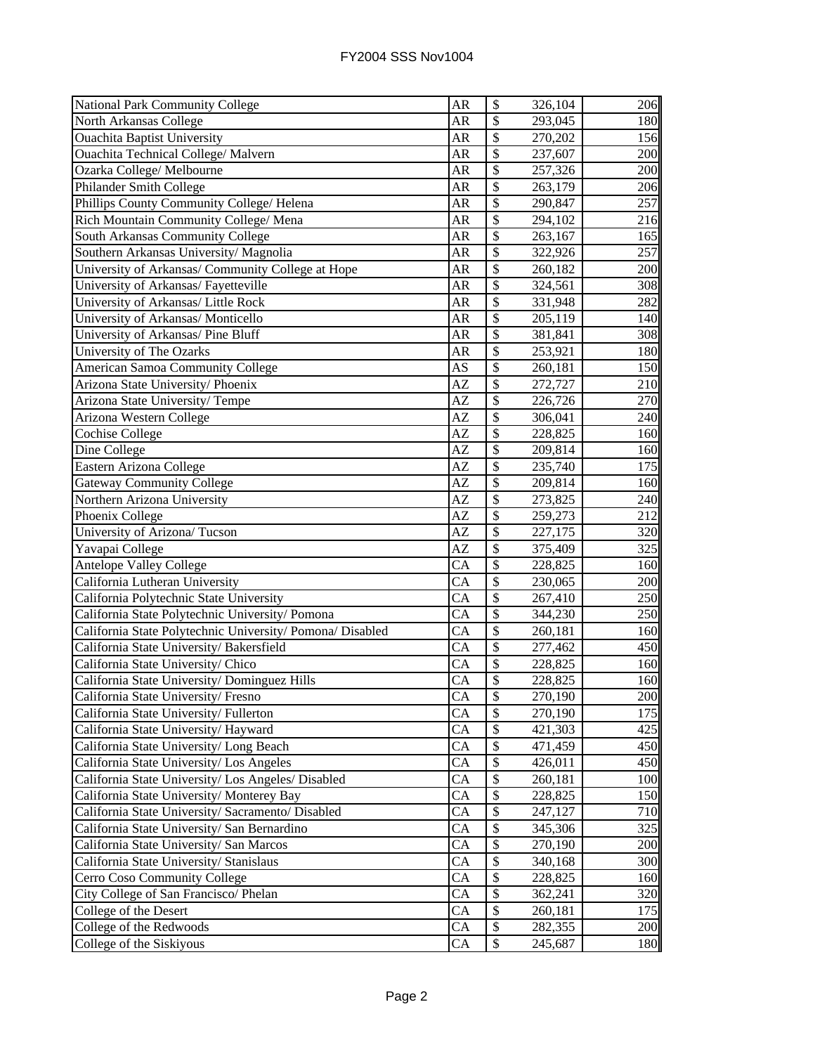| | | | | |
|---|---|---|---|---|
| National Park Community College | AR | $ | 326,104 | 206 |
| North Arkansas College | AR | $ | 293,045 | 180 |
| Ouachita Baptist University | AR | $ | 270,202 | 156 |
| Ouachita Technical College/ Malvern | AR | $ | 237,607 | 200 |
| Ozarka College/ Melbourne | AR | $ | 257,326 | 200 |
| Philander Smith College | AR | $ | 263,179 | 206 |
| Phillips County Community College/ Helena | AR | $ | 290,847 | 257 |
| Rich Mountain Community College/ Mena | AR | $ | 294,102 | 216 |
| South Arkansas Community College | AR | $ | 263,167 | 165 |
| Southern Arkansas University/ Magnolia | AR | $ | 322,926 | 257 |
| University of Arkansas/ Community College at Hope | AR | $ | 260,182 | 200 |
| University of Arkansas/ Fayetteville | AR | $ | 324,561 | 308 |
| University of Arkansas/ Little Rock | AR | $ | 331,948 | 282 |
| University of Arkansas/ Monticello | AR | $ | 205,119 | 140 |
| University of Arkansas/ Pine Bluff | AR | $ | 381,841 | 308 |
| University of The Ozarks | AR | $ | 253,921 | 180 |
| American Samoa Community College | AS | $ | 260,181 | 150 |
| Arizona State University/ Phoenix | AZ | $ | 272,727 | 210 |
| Arizona State University/ Tempe | AZ | $ | 226,726 | 270 |
| Arizona Western College | AZ | $ | 306,041 | 240 |
| Cochise College | AZ | $ | 228,825 | 160 |
| Dine College | AZ | $ | 209,814 | 160 |
| Eastern Arizona College | AZ | $ | 235,740 | 175 |
| Gateway Community College | AZ | $ | 209,814 | 160 |
| Northern Arizona University | AZ | $ | 273,825 | 240 |
| Phoenix College | AZ | $ | 259,273 | 212 |
| University of Arizona/ Tucson | AZ | $ | 227,175 | 320 |
| Yavapai College | AZ | $ | 375,409 | 325 |
| Antelope Valley College | CA | $ | 228,825 | 160 |
| California Lutheran University | CA | $ | 230,065 | 200 |
| California Polytechnic State University | CA | $ | 267,410 | 250 |
| California State Polytechnic University/ Pomona | CA | $ | 344,230 | 250 |
| California State Polytechnic University/ Pomona/ Disabled | CA | $ | 260,181 | 160 |
| California State University/ Bakersfield | CA | $ | 277,462 | 450 |
| California State University/ Chico | CA | $ | 228,825 | 160 |
| California State University/ Dominguez Hills | CA | $ | 228,825 | 160 |
| California State University/ Fresno | CA | $ | 270,190 | 200 |
| California State University/ Fullerton | CA | $ | 270,190 | 175 |
| California State University/ Hayward | CA | $ | 421,303 | 425 |
| California State University/ Long Beach | CA | $ | 471,459 | 450 |
| California State University/ Los Angeles | CA | $ | 426,011 | 450 |
| California State University/ Los Angeles/ Disabled | CA | $ | 260,181 | 100 |
| California State University/ Monterey Bay | CA | $ | 228,825 | 150 |
| California State University/ Sacramento/ Disabled | CA | $ | 247,127 | 710 |
| California State University/ San Bernardino | CA | $ | 345,306 | 325 |
| California State University/ San Marcos | CA | $ | 270,190 | 200 |
| California State University/ Stanislaus | CA | $ | 340,168 | 300 |
| Cerro Coso Community College | CA | $ | 228,825 | 160 |
| City College of San Francisco/ Phelan | CA | $ | 362,241 | 320 |
| College of the Desert | CA | $ | 260,181 | 175 |
| College of the Redwoods | CA | $ | 282,355 | 200 |
| College of the Siskiyous | CA | $ | 245,687 | 180 |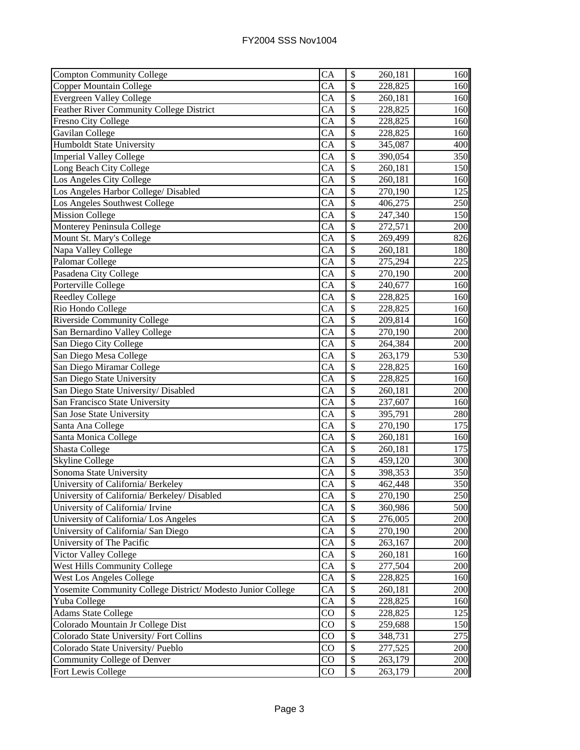| Institution | State | | Amount | Number |
|---|---|---|---|---|
| Compton Community College | CA | $ | 260,181 | 160 |
| Copper Mountain College | CA | $ | 228,825 | 160 |
| Evergreen Valley College | CA | $ | 260,181 | 160 |
| Feather River Community College District | CA | $ | 228,825 | 160 |
| Fresno City College | CA | $ | 228,825 | 160 |
| Gavilan College | CA | $ | 228,825 | 160 |
| Humboldt State University | CA | $ | 345,087 | 400 |
| Imperial Valley College | CA | $ | 390,054 | 350 |
| Long Beach City College | CA | $ | 260,181 | 150 |
| Los Angeles City College | CA | $ | 260,181 | 160 |
| Los Angeles Harbor College/ Disabled | CA | $ | 270,190 | 125 |
| Los Angeles Southwest College | CA | $ | 406,275 | 250 |
| Mission College | CA | $ | 247,340 | 150 |
| Monterey Peninsula College | CA | $ | 272,571 | 200 |
| Mount St. Mary's College | CA | $ | 269,499 | 826 |
| Napa Valley College | CA | $ | 260,181 | 180 |
| Palomar College | CA | $ | 275,294 | 225 |
| Pasadena City College | CA | $ | 270,190 | 200 |
| Porterville College | CA | $ | 240,677 | 160 |
| Reedley College | CA | $ | 228,825 | 160 |
| Rio Hondo College | CA | $ | 228,825 | 160 |
| Riverside Community College | CA | $ | 209,814 | 160 |
| San Bernardino Valley College | CA | $ | 270,190 | 200 |
| San Diego City College | CA | $ | 264,384 | 200 |
| San Diego Mesa College | CA | $ | 263,179 | 530 |
| San Diego Miramar College | CA | $ | 228,825 | 160 |
| San Diego State University | CA | $ | 228,825 | 160 |
| San Diego State University/ Disabled | CA | $ | 260,181 | 200 |
| San Francisco State University | CA | $ | 237,607 | 160 |
| San Jose State University | CA | $ | 395,791 | 280 |
| Santa Ana College | CA | $ | 270,190 | 175 |
| Santa Monica College | CA | $ | 260,181 | 160 |
| Shasta College | CA | $ | 260,181 | 175 |
| Skyline College | CA | $ | 459,120 | 300 |
| Sonoma State University | CA | $ | 398,353 | 350 |
| University of California/ Berkeley | CA | $ | 462,448 | 350 |
| University of California/ Berkeley/ Disabled | CA | $ | 270,190 | 250 |
| University of California/ Irvine | CA | $ | 360,986 | 500 |
| University of California/ Los Angeles | CA | $ | 276,005 | 200 |
| University of California/ San Diego | CA | $ | 270,190 | 200 |
| University of The Pacific | CA | $ | 263,167 | 200 |
| Victor Valley College | CA | $ | 260,181 | 160 |
| West Hills Community College | CA | $ | 277,504 | 200 |
| West Los Angeles College | CA | $ | 228,825 | 160 |
| Yosemite Community College District/ Modesto Junior College | CA | $ | 260,181 | 200 |
| Yuba College | CA | $ | 228,825 | 160 |
| Adams State College | CO | $ | 228,825 | 125 |
| Colorado Mountain Jr College Dist | CO | $ | 259,688 | 150 |
| Colorado State University/ Fort Collins | CO | $ | 348,731 | 275 |
| Colorado State University/ Pueblo | CO | $ | 277,525 | 200 |
| Community College of Denver | CO | $ | 263,179 | 200 |
| Fort Lewis College | CO | $ | 263,179 | 200 |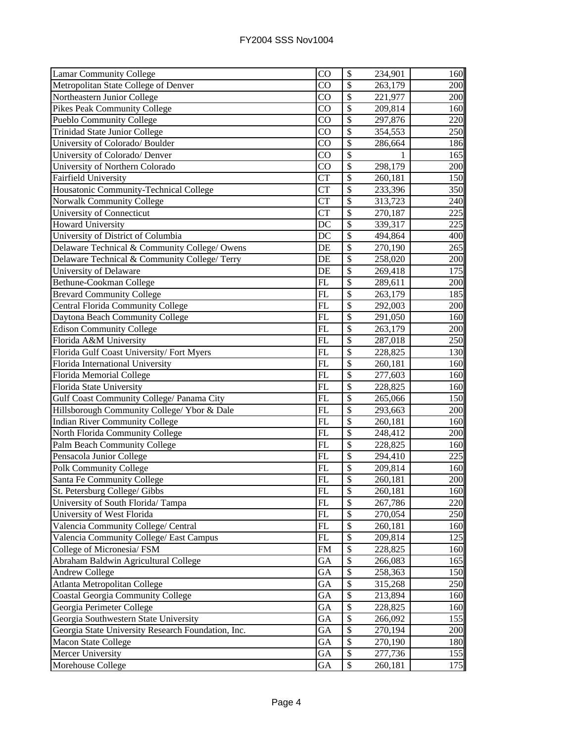| | | | |
|---|---|---|---|
| Lamar Community College | CO | $ 234,901 | 160 |
| Metropolitan State College of Denver | CO | $ 263,179 | 200 |
| Northeastern Junior College | CO | $ 221,977 | 200 |
| Pikes Peak Community College | CO | $ 209,814 | 160 |
| Pueblo Community College | CO | $ 297,876 | 220 |
| Trinidad State Junior College | CO | $ 354,553 | 250 |
| University of Colorado/ Boulder | CO | $ 286,664 | 186 |
| University of Colorado/ Denver | CO | $ 1 | 165 |
| University of Northern Colorado | CO | $ 298,179 | 200 |
| Fairfield University | CT | $ 260,181 | 150 |
| Housatonic Community-Technical College | CT | $ 233,396 | 350 |
| Norwalk Community College | CT | $ 313,723 | 240 |
| University of Connecticut | CT | $ 270,187 | 225 |
| Howard University | DC | $ 339,317 | 225 |
| University of District of Columbia | DC | $ 494,864 | 400 |
| Delaware Technical & Community College/ Owens | DE | $ 270,190 | 265 |
| Delaware Technical & Community College/ Terry | DE | $ 258,020 | 200 |
| University of Delaware | DE | $ 269,418 | 175 |
| Bethune-Cookman College | FL | $ 289,611 | 200 |
| Brevard Community College | FL | $ 263,179 | 185 |
| Central Florida Community College | FL | $ 292,003 | 200 |
| Daytona Beach Community College | FL | $ 291,050 | 160 |
| Edison Community College | FL | $ 263,179 | 200 |
| Florida A&M University | FL | $ 287,018 | 250 |
| Florida Gulf Coast University/ Fort Myers | FL | $ 228,825 | 130 |
| Florida International University | FL | $ 260,181 | 160 |
| Florida Memorial College | FL | $ 277,603 | 160 |
| Florida State University | FL | $ 228,825 | 160 |
| Gulf Coast Community College/ Panama City | FL | $ 265,066 | 150 |
| Hillsborough Community College/ Ybor & Dale | FL | $ 293,663 | 200 |
| Indian River Community College | FL | $ 260,181 | 160 |
| North Florida Community College | FL | $ 248,412 | 200 |
| Palm Beach Community College | FL | $ 228,825 | 160 |
| Pensacola Junior College | FL | $ 294,410 | 225 |
| Polk Community College | FL | $ 209,814 | 160 |
| Santa Fe Community College | FL | $ 260,181 | 200 |
| St. Petersburg College/ Gibbs | FL | $ 260,181 | 160 |
| University of South Florida/ Tampa | FL | $ 267,786 | 220 |
| University of West Florida | FL | $ 270,054 | 250 |
| Valencia Community College/ Central | FL | $ 260,181 | 160 |
| Valencia Community College/ East Campus | FL | $ 209,814 | 125 |
| College of Micronesia/ FSM | FM | $ 228,825 | 160 |
| Abraham Baldwin Agricultural College | GA | $ 266,083 | 165 |
| Andrew College | GA | $ 258,363 | 150 |
| Atlanta Metropolitan College | GA | $ 315,268 | 250 |
| Coastal Georgia Community College | GA | $ 213,894 | 160 |
| Georgia Perimeter College | GA | $ 228,825 | 160 |
| Georgia Southwestern State University | GA | $ 266,092 | 155 |
| Georgia State University Research Foundation, Inc. | GA | $ 270,194 | 200 |
| Macon State College | GA | $ 270,190 | 180 |
| Mercer University | GA | $ 277,736 | 155 |
| Morehouse College | GA | $ 260,181 | 175 |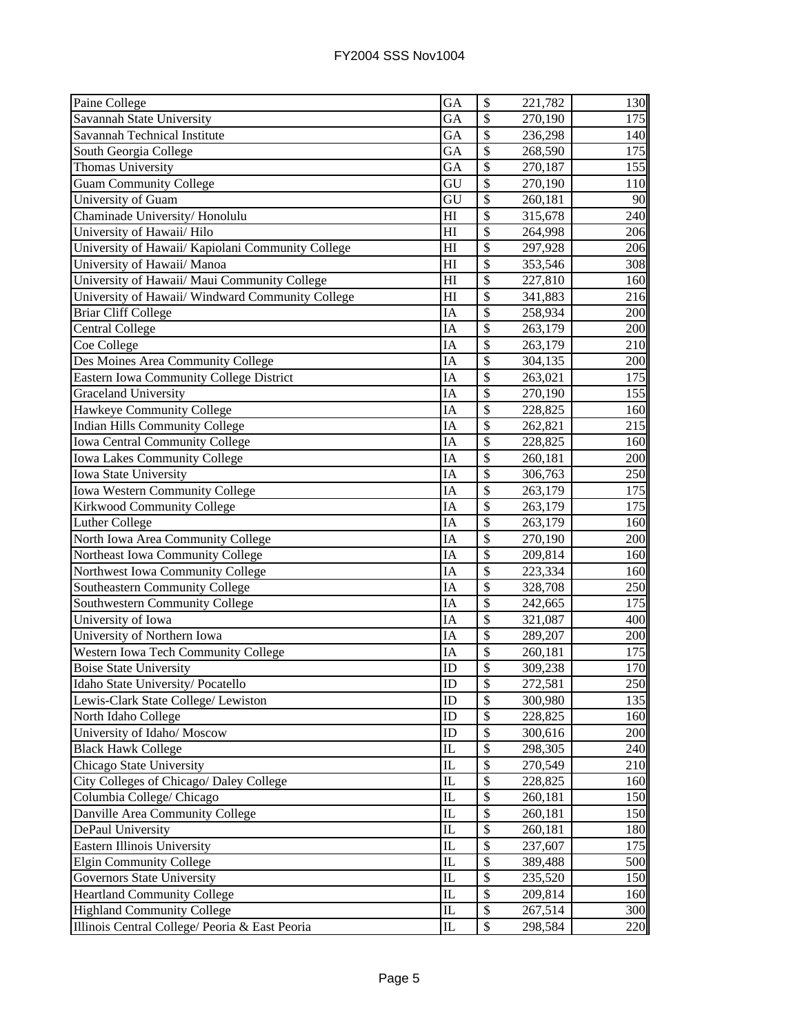| Paine College | GA | $ | 221,782 | 130 |
|---|---|---|---|---|
| Savannah State University | GA | $ | 270,190 | 175 |
| Savannah Technical Institute | GA | $ | 236,298 | 140 |
| South Georgia College | GA | $ | 268,590 | 175 |
| Thomas University | GA | $ | 270,187 | 155 |
| Guam Community College | GU | $ | 270,190 | 110 |
| University of Guam | GU | $ | 260,181 | 90 |
| Chaminade University/ Honolulu | HI | $ | 315,678 | 240 |
| University of Hawaii/ Hilo | HI | $ | 264,998 | 206 |
| University of Hawaii/ Kapiolani Community College | HI | $ | 297,928 | 206 |
| University of Hawaii/ Manoa | HI | $ | 353,546 | 308 |
| University of Hawaii/ Maui Community College | HI | $ | 227,810 | 160 |
| University of Hawaii/ Windward Community College | HI | $ | 341,883 | 216 |
| Briar Cliff College | IA | $ | 258,934 | 200 |
| Central College | IA | $ | 263,179 | 200 |
| Coe College | IA | $ | 263,179 | 210 |
| Des Moines Area Community College | IA | $ | 304,135 | 200 |
| Eastern Iowa Community College District | IA | $ | 263,021 | 175 |
| Graceland University | IA | $ | 270,190 | 155 |
| Hawkeye Community College | IA | $ | 228,825 | 160 |
| Indian Hills Community College | IA | $ | 262,821 | 215 |
| Iowa Central Community College | IA | $ | 228,825 | 160 |
| Iowa Lakes Community College | IA | $ | 260,181 | 200 |
| Iowa State University | IA | $ | 306,763 | 250 |
| Iowa Western Community College | IA | $ | 263,179 | 175 |
| Kirkwood Community College | IA | $ | 263,179 | 175 |
| Luther College | IA | $ | 263,179 | 160 |
| North Iowa Area Community College | IA | $ | 270,190 | 200 |
| Northeast Iowa Community College | IA | $ | 209,814 | 160 |
| Northwest Iowa Community College | IA | $ | 223,334 | 160 |
| Southeastern Community College | IA | $ | 328,708 | 250 |
| Southwestern Community College | IA | $ | 242,665 | 175 |
| University of Iowa | IA | $ | 321,087 | 400 |
| University of Northern Iowa | IA | $ | 289,207 | 200 |
| Western Iowa Tech Community College | IA | $ | 260,181 | 175 |
| Boise State University | ID | $ | 309,238 | 170 |
| Idaho State University/ Pocatello | ID | $ | 272,581 | 250 |
| Lewis-Clark State College/ Lewiston | ID | $ | 300,980 | 135 |
| North Idaho College | ID | $ | 228,825 | 160 |
| University of Idaho/ Moscow | ID | $ | 300,616 | 200 |
| Black Hawk College | IL | $ | 298,305 | 240 |
| Chicago State University | IL | $ | 270,549 | 210 |
| City Colleges of Chicago/ Daley College | IL | $ | 228,825 | 160 |
| Columbia College/ Chicago | IL | $ | 260,181 | 150 |
| Danville Area Community College | IL | $ | 260,181 | 150 |
| DePaul University | IL | $ | 260,181 | 180 |
| Eastern Illinois University | IL | $ | 237,607 | 175 |
| Elgin Community College | IL | $ | 389,488 | 500 |
| Governors State University | IL | $ | 235,520 | 150 |
| Heartland Community College | IL | $ | 209,814 | 160 |
| Highland Community College | IL | $ | 267,514 | 300 |
| Illinois Central College/ Peoria & East Peoria | IL | $ | 298,584 | 220 |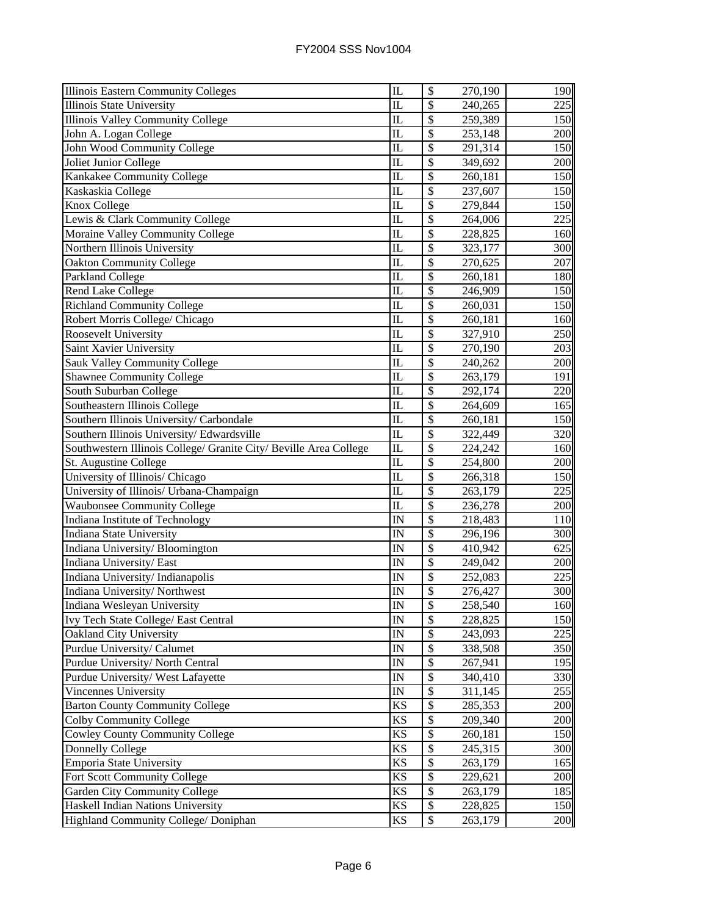| | | | |
|---|---|---|---|
| Illinois Eastern Community Colleges | IL | $ 270,190 | 190 |
| Illinois State University | IL | $ 240,265 | 225 |
| Illinois Valley Community College | IL | $ 259,389 | 150 |
| John A. Logan College | IL | $ 253,148 | 200 |
| John Wood Community College | IL | $ 291,314 | 150 |
| Joliet Junior College | IL | $ 349,692 | 200 |
| Kankakee Community College | IL | $ 260,181 | 150 |
| Kaskaskia College | IL | $ 237,607 | 150 |
| Knox College | IL | $ 279,844 | 150 |
| Lewis & Clark Community College | IL | $ 264,006 | 225 |
| Moraine Valley Community College | IL | $ 228,825 | 160 |
| Northern Illinois University | IL | $ 323,177 | 300 |
| Oakton Community College | IL | $ 270,625 | 207 |
| Parkland College | IL | $ 260,181 | 180 |
| Rend Lake College | IL | $ 246,909 | 150 |
| Richland Community College | IL | $ 260,031 | 150 |
| Robert Morris College/ Chicago | IL | $ 260,181 | 160 |
| Roosevelt University | IL | $ 327,910 | 250 |
| Saint Xavier University | IL | $ 270,190 | 203 |
| Sauk Valley Community College | IL | $ 240,262 | 200 |
| Shawnee Community College | IL | $ 263,179 | 191 |
| South Suburban College | IL | $ 292,174 | 220 |
| Southeastern Illinois College | IL | $ 264,609 | 165 |
| Southern Illinois University/ Carbondale | IL | $ 260,181 | 150 |
| Southern Illinois University/ Edwardsville | IL | $ 322,449 | 320 |
| Southwestern Illinois College/ Granite City/ Beville Area College | IL | $ 224,242 | 160 |
| St. Augustine College | IL | $ 254,800 | 200 |
| University of Illinois/ Chicago | IL | $ 266,318 | 150 |
| University of Illinois/ Urbana-Champaign | IL | $ 263,179 | 225 |
| Waubonsee Community College | IL | $ 236,278 | 200 |
| Indiana Institute of Technology | IN | $ 218,483 | 110 |
| Indiana State University | IN | $ 296,196 | 300 |
| Indiana University/ Bloomington | IN | $ 410,942 | 625 |
| Indiana University/ East | IN | $ 249,042 | 200 |
| Indiana University/ Indianapolis | IN | $ 252,083 | 225 |
| Indiana University/ Northwest | IN | $ 276,427 | 300 |
| Indiana Wesleyan University | IN | $ 258,540 | 160 |
| Ivy Tech State College/ East Central | IN | $ 228,825 | 150 |
| Oakland City University | IN | $ 243,093 | 225 |
| Purdue University/ Calumet | IN | $ 338,508 | 350 |
| Purdue University/ North Central | IN | $ 267,941 | 195 |
| Purdue University/ West Lafayette | IN | $ 340,410 | 330 |
| Vincennes University | IN | $ 311,145 | 255 |
| Barton County Community College | KS | $ 285,353 | 200 |
| Colby Community College | KS | $ 209,340 | 200 |
| Cowley County Community College | KS | $ 260,181 | 150 |
| Donnelly College | KS | $ 245,315 | 300 |
| Emporia State University | KS | $ 263,179 | 165 |
| Fort Scott Community College | KS | $ 229,621 | 200 |
| Garden City Community College | KS | $ 263,179 | 185 |
| Haskell Indian Nations University | KS | $ 228,825 | 150 |
| Highland Community College/ Doniphan | KS | $ 263,179 | 200 |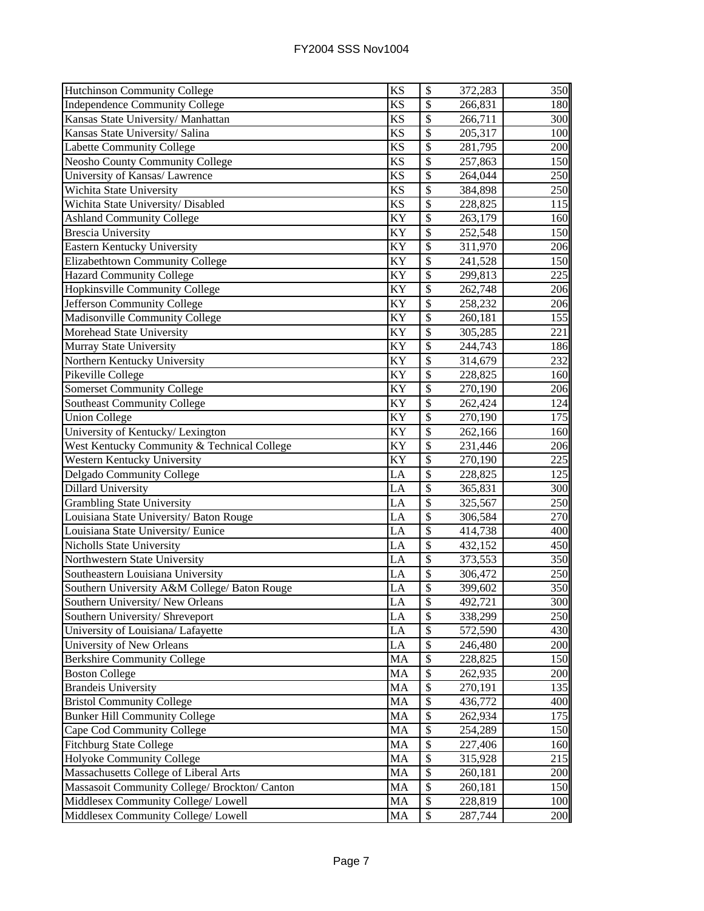| | | | | |
|---|---|---|---|---|
| Hutchinson Community College | KS | $ | 372,283 | 350 |
| Independence Community College | KS | $ | 266,831 | 180 |
| Kansas State University/ Manhattan | KS | $ | 266,711 | 300 |
| Kansas State University/ Salina | KS | $ | 205,317 | 100 |
| Labette Community College | KS | $ | 281,795 | 200 |
| Neosho County Community College | KS | $ | 257,863 | 150 |
| University of Kansas/ Lawrence | KS | $ | 264,044 | 250 |
| Wichita State University | KS | $ | 384,898 | 250 |
| Wichita State University/ Disabled | KS | $ | 228,825 | 115 |
| Ashland Community College | KY | $ | 263,179 | 160 |
| Brescia University | KY | $ | 252,548 | 150 |
| Eastern Kentucky University | KY | $ | 311,970 | 206 |
| Elizabethtown Community College | KY | $ | 241,528 | 150 |
| Hazard Community College | KY | $ | 299,813 | 225 |
| Hopkinsville Community College | KY | $ | 262,748 | 206 |
| Jefferson Community College | KY | $ | 258,232 | 206 |
| Madisonville Community College | KY | $ | 260,181 | 155 |
| Morehead State University | KY | $ | 305,285 | 221 |
| Murray State University | KY | $ | 244,743 | 186 |
| Northern Kentucky University | KY | $ | 314,679 | 232 |
| Pikeville College | KY | $ | 228,825 | 160 |
| Somerset Community College | KY | $ | 270,190 | 206 |
| Southeast Community College | KY | $ | 262,424 | 124 |
| Union College | KY | $ | 270,190 | 175 |
| University of Kentucky/ Lexington | KY | $ | 262,166 | 160 |
| West Kentucky Community & Technical College | KY | $ | 231,446 | 206 |
| Western Kentucky University | KY | $ | 270,190 | 225 |
| Delgado Community College | LA | $ | 228,825 | 125 |
| Dillard University | LA | $ | 365,831 | 300 |
| Grambling State University | LA | $ | 325,567 | 250 |
| Louisiana State University/ Baton Rouge | LA | $ | 306,584 | 270 |
| Louisiana State University/ Eunice | LA | $ | 414,738 | 400 |
| Nicholls State University | LA | $ | 432,152 | 450 |
| Northwestern State University | LA | $ | 373,553 | 350 |
| Southeastern Louisiana University | LA | $ | 306,472 | 250 |
| Southern University A&M College/ Baton Rouge | LA | $ | 399,602 | 350 |
| Southern University/ New Orleans | LA | $ | 492,721 | 300 |
| Southern University/ Shreveport | LA | $ | 338,299 | 250 |
| University of Louisiana/ Lafayette | LA | $ | 572,590 | 430 |
| University of New Orleans | LA | $ | 246,480 | 200 |
| Berkshire Community College | MA | $ | 228,825 | 150 |
| Boston College | MA | $ | 262,935 | 200 |
| Brandeis University | MA | $ | 270,191 | 135 |
| Bristol Community College | MA | $ | 436,772 | 400 |
| Bunker Hill Community College | MA | $ | 262,934 | 175 |
| Cape Cod Community College | MA | $ | 254,289 | 150 |
| Fitchburg State College | MA | $ | 227,406 | 160 |
| Holyoke Community College | MA | $ | 315,928 | 215 |
| Massachusetts College of Liberal Arts | MA | $ | 260,181 | 200 |
| Massasoit Community College/ Brockton/ Canton | MA | $ | 260,181 | 150 |
| Middlesex Community College/ Lowell | MA | $ | 228,819 | 100 |
| Middlesex Community College/ Lowell | MA | $ | 287,744 | 200 |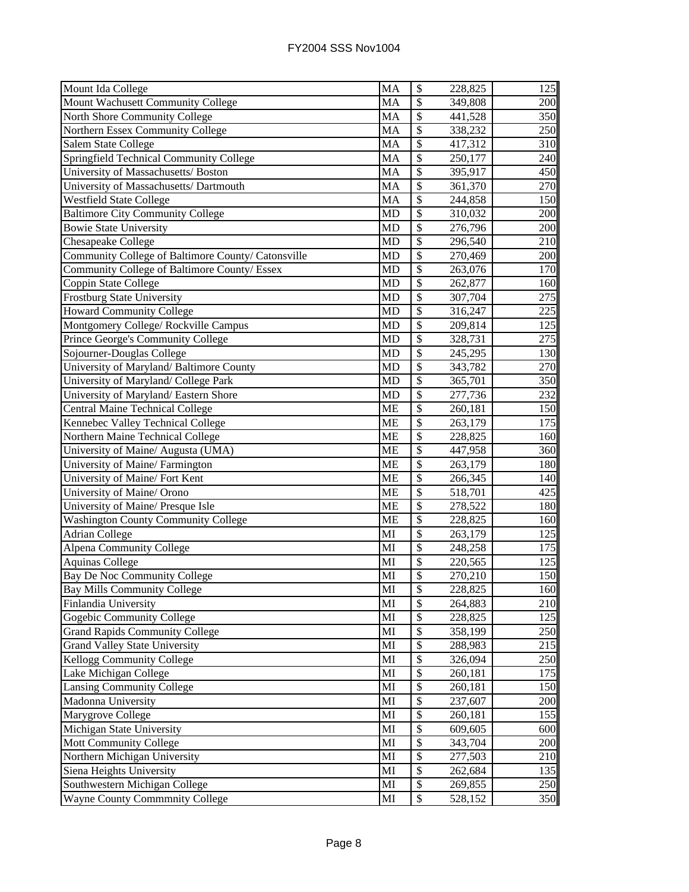| Mount Ida College | MA | $ | 228,825 | 125 |
|---|---|---|---|---|
| Mount Wachusett Community College | MA | $ | 349,808 | 200 |
| North Shore Community College | MA | $ | 441,528 | 350 |
| Northern Essex Community College | MA | $ | 338,232 | 250 |
| Salem State College | MA | $ | 417,312 | 310 |
| Springfield Technical Community College | MA | $ | 250,177 | 240 |
| University of Massachusetts/ Boston | MA | $ | 395,917 | 450 |
| University of Massachusetts/ Dartmouth | MA | $ | 361,370 | 270 |
| Westfield State College | MA | $ | 244,858 | 150 |
| Baltimore City Community College | MD | $ | 310,032 | 200 |
| Bowie State University | MD | $ | 276,796 | 200 |
| Chesapeake College | MD | $ | 296,540 | 210 |
| Community College of Baltimore County/ Catonsville | MD | $ | 270,469 | 200 |
| Community College of Baltimore County/ Essex | MD | $ | 263,076 | 170 |
| Coppin State College | MD | $ | 262,877 | 160 |
| Frostburg State University | MD | $ | 307,704 | 275 |
| Howard Community College | MD | $ | 316,247 | 225 |
| Montgomery College/ Rockville Campus | MD | $ | 209,814 | 125 |
| Prince George's Community College | MD | $ | 328,731 | 275 |
| Sojourner-Douglas College | MD | $ | 245,295 | 130 |
| University of Maryland/ Baltimore County | MD | $ | 343,782 | 270 |
| University of Maryland/ College Park | MD | $ | 365,701 | 350 |
| University of Maryland/ Eastern Shore | MD | $ | 277,736 | 232 |
| Central Maine Technical College | ME | $ | 260,181 | 150 |
| Kennebec Valley Technical College | ME | $ | 263,179 | 175 |
| Northern Maine Technical College | ME | $ | 228,825 | 160 |
| University of Maine/ Augusta (UMA) | ME | $ | 447,958 | 360 |
| University of Maine/ Farmington | ME | $ | 263,179 | 180 |
| University of Maine/ Fort Kent | ME | $ | 266,345 | 140 |
| University of Maine/ Orono | ME | $ | 518,701 | 425 |
| University of Maine/ Presque Isle | ME | $ | 278,522 | 180 |
| Washington County Community College | ME | $ | 228,825 | 160 |
| Adrian College | MI | $ | 263,179 | 125 |
| Alpena Community College | MI | $ | 248,258 | 175 |
| Aquinas College | MI | $ | 220,565 | 125 |
| Bay De Noc Community College | MI | $ | 270,210 | 150 |
| Bay Mills Community College | MI | $ | 228,825 | 160 |
| Finlandia University | MI | $ | 264,883 | 210 |
| Gogebic Community College | MI | $ | 228,825 | 125 |
| Grand Rapids Community College | MI | $ | 358,199 | 250 |
| Grand Valley State University | MI | $ | 288,983 | 215 |
| Kellogg Community College | MI | $ | 326,094 | 250 |
| Lake Michigan College | MI | $ | 260,181 | 175 |
| Lansing Community College | MI | $ | 260,181 | 150 |
| Madonna University | MI | $ | 237,607 | 200 |
| Marygrove College | MI | $ | 260,181 | 155 |
| Michigan State University | MI | $ | 609,605 | 600 |
| Mott Community College | MI | $ | 343,704 | 200 |
| Northern Michigan University | MI | $ | 277,503 | 210 |
| Siena Heights University | MI | $ | 262,684 | 135 |
| Southwestern Michigan College | MI | $ | 269,855 | 250 |
| Wayne County Commmnity College | MI | $ | 528,152 | 350 |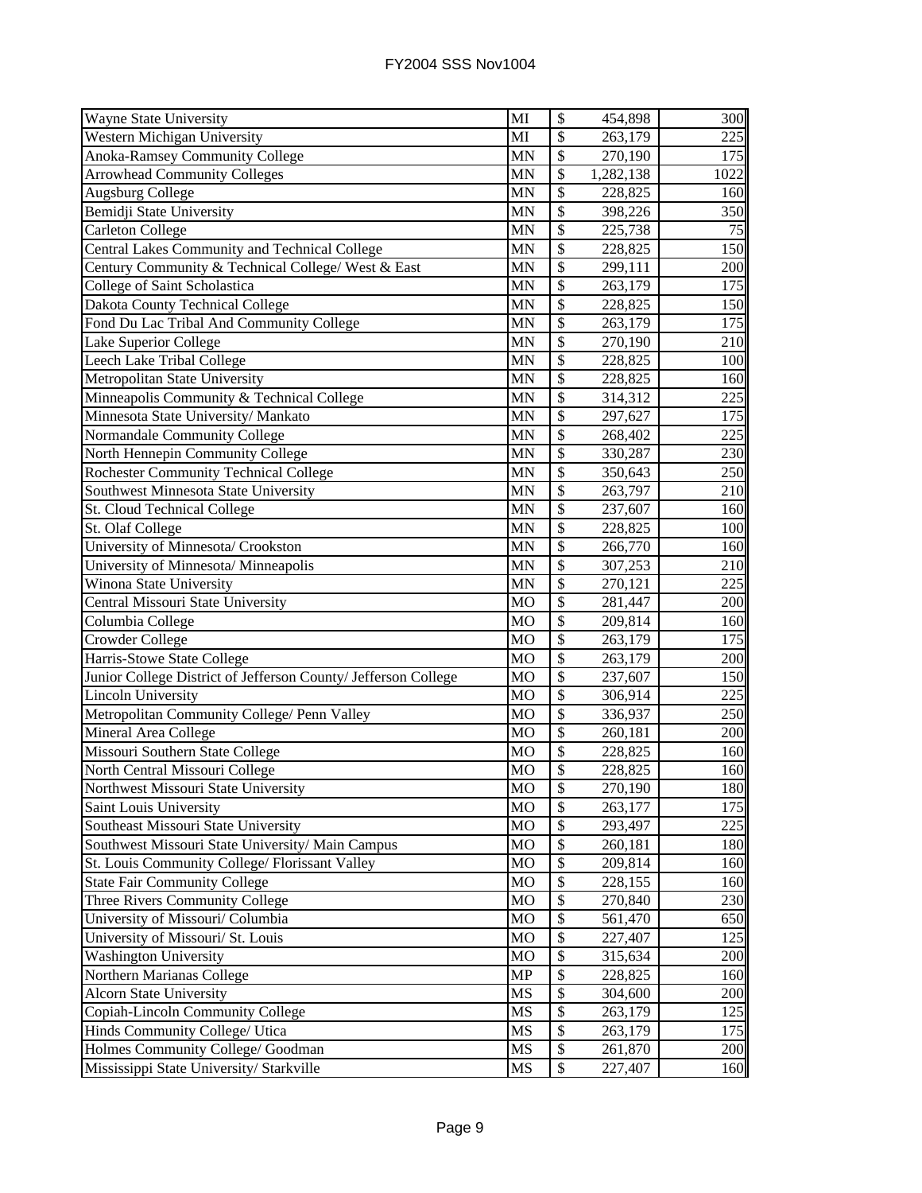| Wayne State University | MI | $ | 454,898 | 300 |
|---|---|---|---|---|
| Western Michigan University | MI | $ | 263,179 | 225 |
| Anoka-Ramsey Community College | MN | $ | 270,190 | 175 |
| Arrowhead Community Colleges | MN | $ | 1,282,138 | 1022 |
| Augsburg College | MN | $ | 228,825 | 160 |
| Bemidji State University | MN | $ | 398,226 | 350 |
| Carleton College | MN | $ | 225,738 | 75 |
| Central Lakes Community and Technical College | MN | $ | 228,825 | 150 |
| Century Community & Technical College/ West & East | MN | $ | 299,111 | 200 |
| College of Saint Scholastica | MN | $ | 263,179 | 175 |
| Dakota County Technical College | MN | $ | 228,825 | 150 |
| Fond Du Lac Tribal And Community College | MN | $ | 263,179 | 175 |
| Lake Superior College | MN | $ | 270,190 | 210 |
| Leech Lake Tribal College | MN | $ | 228,825 | 100 |
| Metropolitan State University | MN | $ | 228,825 | 160 |
| Minneapolis Community & Technical College | MN | $ | 314,312 | 225 |
| Minnesota State University/ Mankato | MN | $ | 297,627 | 175 |
| Normandale Community College | MN | $ | 268,402 | 225 |
| North Hennepin Community College | MN | $ | 330,287 | 230 |
| Rochester Community Technical College | MN | $ | 350,643 | 250 |
| Southwest Minnesota State University | MN | $ | 263,797 | 210 |
| St. Cloud Technical College | MN | $ | 237,607 | 160 |
| St. Olaf College | MN | $ | 228,825 | 100 |
| University of Minnesota/ Crookston | MN | $ | 266,770 | 160 |
| University of Minnesota/ Minneapolis | MN | $ | 307,253 | 210 |
| Winona State University | MN | $ | 270,121 | 225 |
| Central Missouri State University | MO | $ | 281,447 | 200 |
| Columbia College | MO | $ | 209,814 | 160 |
| Crowder College | MO | $ | 263,179 | 175 |
| Harris-Stowe State College | MO | $ | 263,179 | 200 |
| Junior College District of Jefferson County/ Jefferson College | MO | $ | 237,607 | 150 |
| Lincoln University | MO | $ | 306,914 | 225 |
| Metropolitan Community College/ Penn Valley | MO | $ | 336,937 | 250 |
| Mineral Area College | MO | $ | 260,181 | 200 |
| Missouri Southern State College | MO | $ | 228,825 | 160 |
| North Central Missouri College | MO | $ | 228,825 | 160 |
| Northwest Missouri State University | MO | $ | 270,190 | 180 |
| Saint Louis University | MO | $ | 263,177 | 175 |
| Southeast Missouri State University | MO | $ | 293,497 | 225 |
| Southwest Missouri State University/ Main Campus | MO | $ | 260,181 | 180 |
| St. Louis Community College/ Florissant Valley | MO | $ | 209,814 | 160 |
| State Fair Community College | MO | $ | 228,155 | 160 |
| Three Rivers Community College | MO | $ | 270,840 | 230 |
| University of Missouri/ Columbia | MO | $ | 561,470 | 650 |
| University of Missouri/ St. Louis | MO | $ | 227,407 | 125 |
| Washington University | MO | $ | 315,634 | 200 |
| Northern Marianas College | MP | $ | 228,825 | 160 |
| Alcorn State University | MS | $ | 304,600 | 200 |
| Copiah-Lincoln Community College | MS | $ | 263,179 | 125 |
| Hinds Community College/ Utica | MS | $ | 263,179 | 175 |
| Holmes Community College/ Goodman | MS | $ | 261,870 | 200 |
| Mississippi State University/ Starkville | MS | $ | 227,407 | 160 |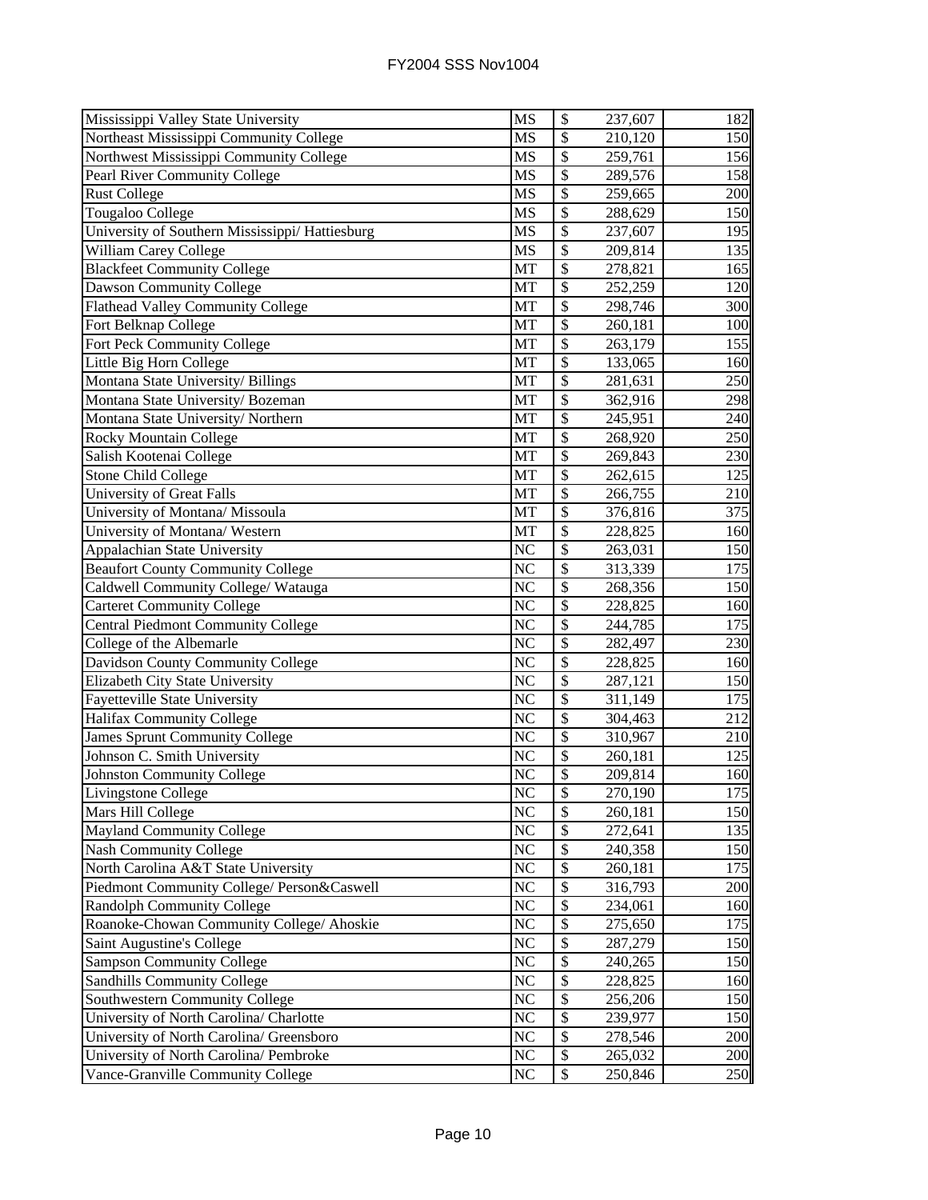| | | | | |
|---|---|---|---|---|
| Mississippi Valley State University | MS | $ | 237,607 | 182 |
| Northeast Mississippi Community College | MS | $ | 210,120 | 150 |
| Northwest Mississippi Community College | MS | $ | 259,761 | 156 |
| Pearl River Community College | MS | $ | 289,576 | 158 |
| Rust College | MS | $ | 259,665 | 200 |
| Tougaloo College | MS | $ | 288,629 | 150 |
| University of Southern Mississippi/ Hattiesburg | MS | $ | 237,607 | 195 |
| William Carey College | MS | $ | 209,814 | 135 |
| Blackfeet Community College | MT | $ | 278,821 | 165 |
| Dawson Community College | MT | $ | 252,259 | 120 |
| Flathead Valley Community College | MT | $ | 298,746 | 300 |
| Fort Belknap College | MT | $ | 260,181 | 100 |
| Fort Peck Community College | MT | $ | 263,179 | 155 |
| Little Big Horn College | MT | $ | 133,065 | 160 |
| Montana State University/ Billings | MT | $ | 281,631 | 250 |
| Montana State University/ Bozeman | MT | $ | 362,916 | 298 |
| Montana State University/ Northern | MT | $ | 245,951 | 240 |
| Rocky Mountain College | MT | $ | 268,920 | 250 |
| Salish Kootenai College | MT | $ | 269,843 | 230 |
| Stone Child College | MT | $ | 262,615 | 125 |
| University of Great Falls | MT | $ | 266,755 | 210 |
| University of Montana/ Missoula | MT | $ | 376,816 | 375 |
| University of Montana/ Western | MT | $ | 228,825 | 160 |
| Appalachian State University | NC | $ | 263,031 | 150 |
| Beaufort County Community College | NC | $ | 313,339 | 175 |
| Caldwell Community College/ Watauga | NC | $ | 268,356 | 150 |
| Carteret Community College | NC | $ | 228,825 | 160 |
| Central Piedmont Community College | NC | $ | 244,785 | 175 |
| College of the Albemarle | NC | $ | 282,497 | 230 |
| Davidson County Community College | NC | $ | 228,825 | 160 |
| Elizabeth City State University | NC | $ | 287,121 | 150 |
| Fayetteville State University | NC | $ | 311,149 | 175 |
| Halifax Community College | NC | $ | 304,463 | 212 |
| James Sprunt Community College | NC | $ | 310,967 | 210 |
| Johnson C. Smith University | NC | $ | 260,181 | 125 |
| Johnston Community College | NC | $ | 209,814 | 160 |
| Livingstone College | NC | $ | 270,190 | 175 |
| Mars Hill College | NC | $ | 260,181 | 150 |
| Mayland Community College | NC | $ | 272,641 | 135 |
| Nash Community College | NC | $ | 240,358 | 150 |
| North Carolina A&T State University | NC | $ | 260,181 | 175 |
| Piedmont Community College/ Person&Caswell | NC | $ | 316,793 | 200 |
| Randolph Community College | NC | $ | 234,061 | 160 |
| Roanoke-Chowan Community College/ Ahoskie | NC | $ | 275,650 | 175 |
| Saint Augustine's College | NC | $ | 287,279 | 150 |
| Sampson Community College | NC | $ | 240,265 | 150 |
| Sandhills Community College | NC | $ | 228,825 | 160 |
| Southwestern Community College | NC | $ | 256,206 | 150 |
| University of North Carolina/ Charlotte | NC | $ | 239,977 | 150 |
| University of North Carolina/ Greensboro | NC | $ | 278,546 | 200 |
| University of North Carolina/ Pembroke | NC | $ | 265,032 | 200 |
| Vance-Granville Community College | NC | $ | 250,846 | 250 |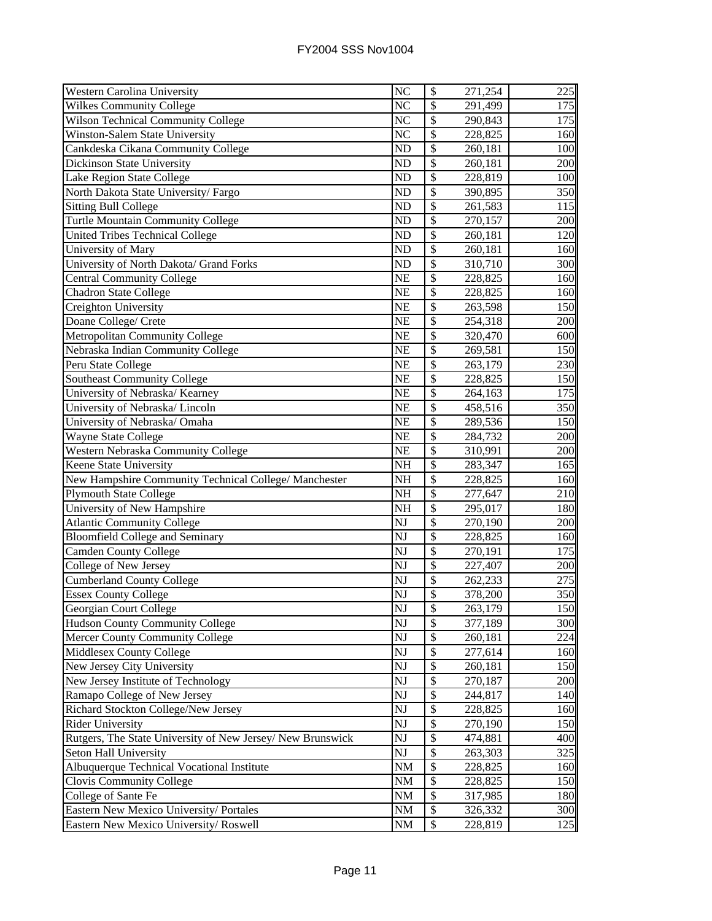| Institution | State | $ | Amount | Number |
|---|---|---|---|---|
| Western Carolina University | NC | $ | 271,254 | 225 |
| Wilkes Community College | NC | $ | 291,499 | 175 |
| Wilson Technical Community College | NC | $ | 290,843 | 175 |
| Winston-Salem State University | NC | $ | 228,825 | 160 |
| Cankdeska Cikana Community College | ND | $ | 260,181 | 100 |
| Dickinson State University | ND | $ | 260,181 | 200 |
| Lake Region State College | ND | $ | 228,819 | 100 |
| North Dakota State University/ Fargo | ND | $ | 390,895 | 350 |
| Sitting Bull College | ND | $ | 261,583 | 115 |
| Turtle Mountain Community College | ND | $ | 270,157 | 200 |
| United Tribes Technical College | ND | $ | 260,181 | 120 |
| University of Mary | ND | $ | 260,181 | 160 |
| University of North Dakota/ Grand Forks | ND | $ | 310,710 | 300 |
| Central Community College | NE | $ | 228,825 | 160 |
| Chadron State College | NE | $ | 228,825 | 160 |
| Creighton University | NE | $ | 263,598 | 150 |
| Doane College/ Crete | NE | $ | 254,318 | 200 |
| Metropolitan Community College | NE | $ | 320,470 | 600 |
| Nebraska Indian Community College | NE | $ | 269,581 | 150 |
| Peru State College | NE | $ | 263,179 | 230 |
| Southeast Community College | NE | $ | 228,825 | 150 |
| University of Nebraska/ Kearney | NE | $ | 264,163 | 175 |
| University of Nebraska/ Lincoln | NE | $ | 458,516 | 350 |
| University of Nebraska/ Omaha | NE | $ | 289,536 | 150 |
| Wayne State College | NE | $ | 284,732 | 200 |
| Western Nebraska Community College | NE | $ | 310,991 | 200 |
| Keene State University | NH | $ | 283,347 | 165 |
| New Hampshire Community Technical College/ Manchester | NH | $ | 228,825 | 160 |
| Plymouth State College | NH | $ | 277,647 | 210 |
| University of New Hampshire | NH | $ | 295,017 | 180 |
| Atlantic Community College | NJ | $ | 270,190 | 200 |
| Bloomfield College and Seminary | NJ | $ | 228,825 | 160 |
| Camden County College | NJ | $ | 270,191 | 175 |
| College of New Jersey | NJ | $ | 227,407 | 200 |
| Cumberland County College | NJ | $ | 262,233 | 275 |
| Essex County College | NJ | $ | 378,200 | 350 |
| Georgian Court College | NJ | $ | 263,179 | 150 |
| Hudson County Community College | NJ | $ | 377,189 | 300 |
| Mercer County Community College | NJ | $ | 260,181 | 224 |
| Middlesex County College | NJ | $ | 277,614 | 160 |
| New Jersey City University | NJ | $ | 260,181 | 150 |
| New Jersey Institute of Technology | NJ | $ | 270,187 | 200 |
| Ramapo College of New Jersey | NJ | $ | 244,817 | 140 |
| Richard Stockton College/New Jersey | NJ | $ | 228,825 | 160 |
| Rider University | NJ | $ | 270,190 | 150 |
| Rutgers, The State University of New Jersey/ New Brunswick | NJ | $ | 474,881 | 400 |
| Seton Hall University | NJ | $ | 263,303 | 325 |
| Albuquerque Technical Vocational Institute | NM | $ | 228,825 | 160 |
| Clovis Community College | NM | $ | 228,825 | 150 |
| College of Sante Fe | NM | $ | 317,985 | 180 |
| Eastern New Mexico University/ Portales | NM | $ | 326,332 | 300 |
| Eastern New Mexico University/ Roswell | NM | $ | 228,819 | 125 |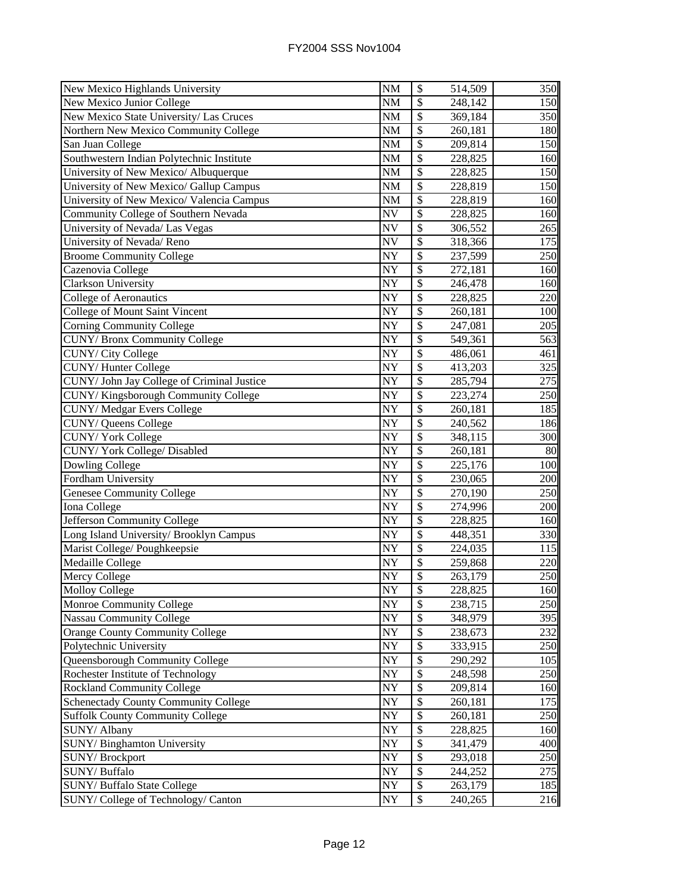| | | | | |
|---|---|---|---|---|
| New Mexico Highlands University | NM | $ | 514,509 | 350 |
| New Mexico Junior College | NM | $ | 248,142 | 150 |
| New Mexico State University/ Las Cruces | NM | $ | 369,184 | 350 |
| Northern New Mexico Community College | NM | $ | 260,181 | 180 |
| San Juan College | NM | $ | 209,814 | 150 |
| Southwestern Indian Polytechnic Institute | NM | $ | 228,825 | 160 |
| University of New Mexico/ Albuquerque | NM | $ | 228,825 | 150 |
| University of New Mexico/ Gallup Campus | NM | $ | 228,819 | 150 |
| University of New Mexico/ Valencia Campus | NM | $ | 228,819 | 160 |
| Community College of Southern Nevada | NV | $ | 228,825 | 160 |
| University of Nevada/ Las Vegas | NV | $ | 306,552 | 265 |
| University of Nevada/ Reno | NV | $ | 318,366 | 175 |
| Broome Community College | NY | $ | 237,599 | 250 |
| Cazenovia College | NY | $ | 272,181 | 160 |
| Clarkson University | NY | $ | 246,478 | 160 |
| College of Aeronautics | NY | $ | 228,825 | 220 |
| College of Mount Saint Vincent | NY | $ | 260,181 | 100 |
| Corning Community College | NY | $ | 247,081 | 205 |
| CUNY/ Bronx Community College | NY | $ | 549,361 | 563 |
| CUNY/ City College | NY | $ | 486,061 | 461 |
| CUNY/ Hunter College | NY | $ | 413,203 | 325 |
| CUNY/ John Jay College of Criminal Justice | NY | $ | 285,794 | 275 |
| CUNY/ Kingsborough Community College | NY | $ | 223,274 | 250 |
| CUNY/ Medgar Evers College | NY | $ | 260,181 | 185 |
| CUNY/ Queens College | NY | $ | 240,562 | 186 |
| CUNY/ York College | NY | $ | 348,115 | 300 |
| CUNY/ York College/ Disabled | NY | $ | 260,181 | 80 |
| Dowling College | NY | $ | 225,176 | 100 |
| Fordham University | NY | $ | 230,065 | 200 |
| Genesee Community College | NY | $ | 270,190 | 250 |
| Iona College | NY | $ | 274,996 | 200 |
| Jefferson Community College | NY | $ | 228,825 | 160 |
| Long Island University/ Brooklyn Campus | NY | $ | 448,351 | 330 |
| Marist College/ Poughkeepsie | NY | $ | 224,035 | 115 |
| Medaille College | NY | $ | 259,868 | 220 |
| Mercy College | NY | $ | 263,179 | 250 |
| Molloy College | NY | $ | 228,825 | 160 |
| Monroe Community College | NY | $ | 238,715 | 250 |
| Nassau Community College | NY | $ | 348,979 | 395 |
| Orange County Community College | NY | $ | 238,673 | 232 |
| Polytechnic University | NY | $ | 333,915 | 250 |
| Queensborough Community College | NY | $ | 290,292 | 105 |
| Rochester Institute of Technology | NY | $ | 248,598 | 250 |
| Rockland Community College | NY | $ | 209,814 | 160 |
| Schenectady County Community College | NY | $ | 260,181 | 175 |
| Suffolk County Community College | NY | $ | 260,181 | 250 |
| SUNY/ Albany | NY | $ | 228,825 | 160 |
| SUNY/ Binghamton University | NY | $ | 341,479 | 400 |
| SUNY/ Brockport | NY | $ | 293,018 | 250 |
| SUNY/ Buffalo | NY | $ | 244,252 | 275 |
| SUNY/ Buffalo State College | NY | $ | 263,179 | 185 |
| SUNY/ College of Technology/ Canton | NY | $ | 240,265 | 216 |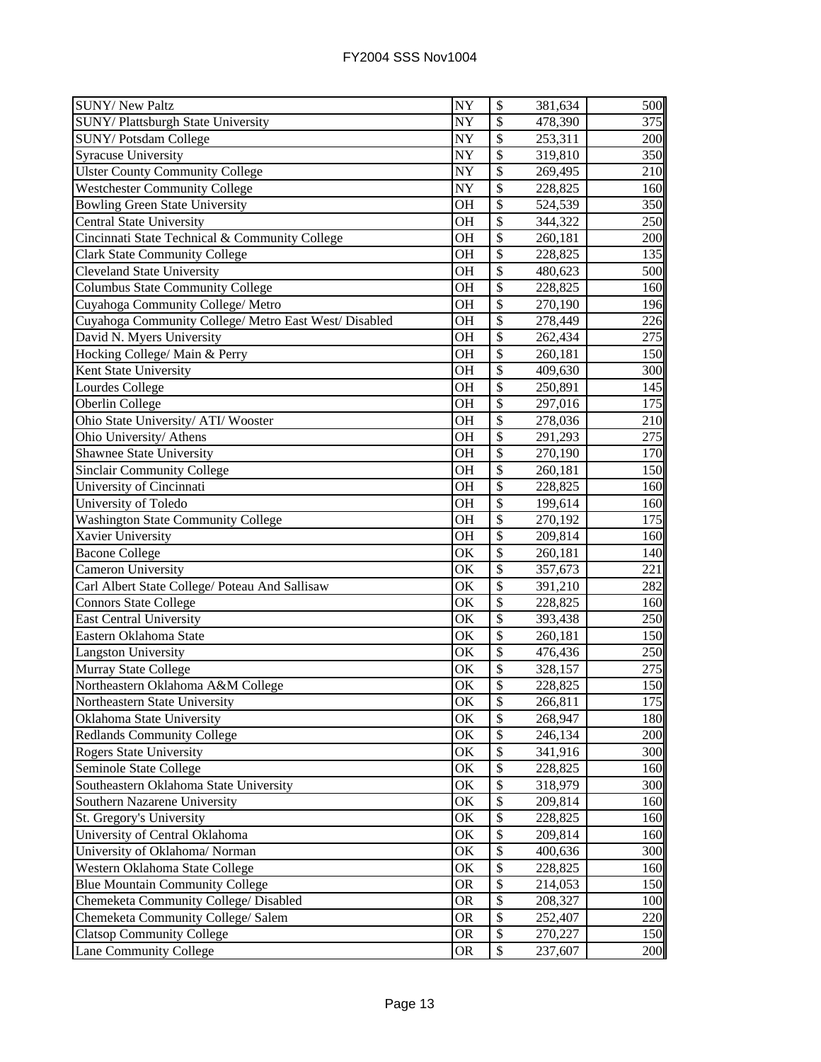| | | | | |
|---|---|---|---|---|
| SUNY/ New Paltz | NY | $ | 381,634 | 500 |
| SUNY/ Plattsburgh State University | NY | $ | 478,390 | 375 |
| SUNY/ Potsdam College | NY | $ | 253,311 | 200 |
| Syracuse University | NY | $ | 319,810 | 350 |
| Ulster County Community College | NY | $ | 269,495 | 210 |
| Westchester Community College | NY | $ | 228,825 | 160 |
| Bowling Green State University | OH | $ | 524,539 | 350 |
| Central State University | OH | $ | 344,322 | 250 |
| Cincinnati State Technical & Community College | OH | $ | 260,181 | 200 |
| Clark State Community College | OH | $ | 228,825 | 135 |
| Cleveland State University | OH | $ | 480,623 | 500 |
| Columbus State Community College | OH | $ | 228,825 | 160 |
| Cuyahoga Community College/ Metro | OH | $ | 270,190 | 196 |
| Cuyahoga Community College/ Metro East West/ Disabled | OH | $ | 278,449 | 226 |
| David N. Myers University | OH | $ | 262,434 | 275 |
| Hocking College/ Main & Perry | OH | $ | 260,181 | 150 |
| Kent State University | OH | $ | 409,630 | 300 |
| Lourdes College | OH | $ | 250,891 | 145 |
| Oberlin College | OH | $ | 297,016 | 175 |
| Ohio State University/ ATI/ Wooster | OH | $ | 278,036 | 210 |
| Ohio University/ Athens | OH | $ | 291,293 | 275 |
| Shawnee State University | OH | $ | 270,190 | 170 |
| Sinclair Community College | OH | $ | 260,181 | 150 |
| University of Cincinnati | OH | $ | 228,825 | 160 |
| University of Toledo | OH | $ | 199,614 | 160 |
| Washington State Community College | OH | $ | 270,192 | 175 |
| Xavier University | OH | $ | 209,814 | 160 |
| Bacone College | OK | $ | 260,181 | 140 |
| Cameron University | OK | $ | 357,673 | 221 |
| Carl Albert State College/ Poteau And Sallisaw | OK | $ | 391,210 | 282 |
| Connors State College | OK | $ | 228,825 | 160 |
| East Central University | OK | $ | 393,438 | 250 |
| Eastern Oklahoma State | OK | $ | 260,181 | 150 |
| Langston University | OK | $ | 476,436 | 250 |
| Murray State College | OK | $ | 328,157 | 275 |
| Northeastern Oklahoma A&M College | OK | $ | 228,825 | 150 |
| Northeastern State University | OK | $ | 266,811 | 175 |
| Oklahoma State University | OK | $ | 268,947 | 180 |
| Redlands Community College | OK | $ | 246,134 | 200 |
| Rogers State University | OK | $ | 341,916 | 300 |
| Seminole State College | OK | $ | 228,825 | 160 |
| Southeastern Oklahoma State University | OK | $ | 318,979 | 300 |
| Southern Nazarene University | OK | $ | 209,814 | 160 |
| St. Gregory's University | OK | $ | 228,825 | 160 |
| University of Central Oklahoma | OK | $ | 209,814 | 160 |
| University of Oklahoma/ Norman | OK | $ | 400,636 | 300 |
| Western Oklahoma State College | OK | $ | 228,825 | 160 |
| Blue Mountain Community College | OR | $ | 214,053 | 150 |
| Chemeketa Community College/ Disabled | OR | $ | 208,327 | 100 |
| Chemeketa Community College/ Salem | OR | $ | 252,407 | 220 |
| Clatsop Community College | OR | $ | 270,227 | 150 |
| Lane Community College | OR | $ | 237,607 | 200 |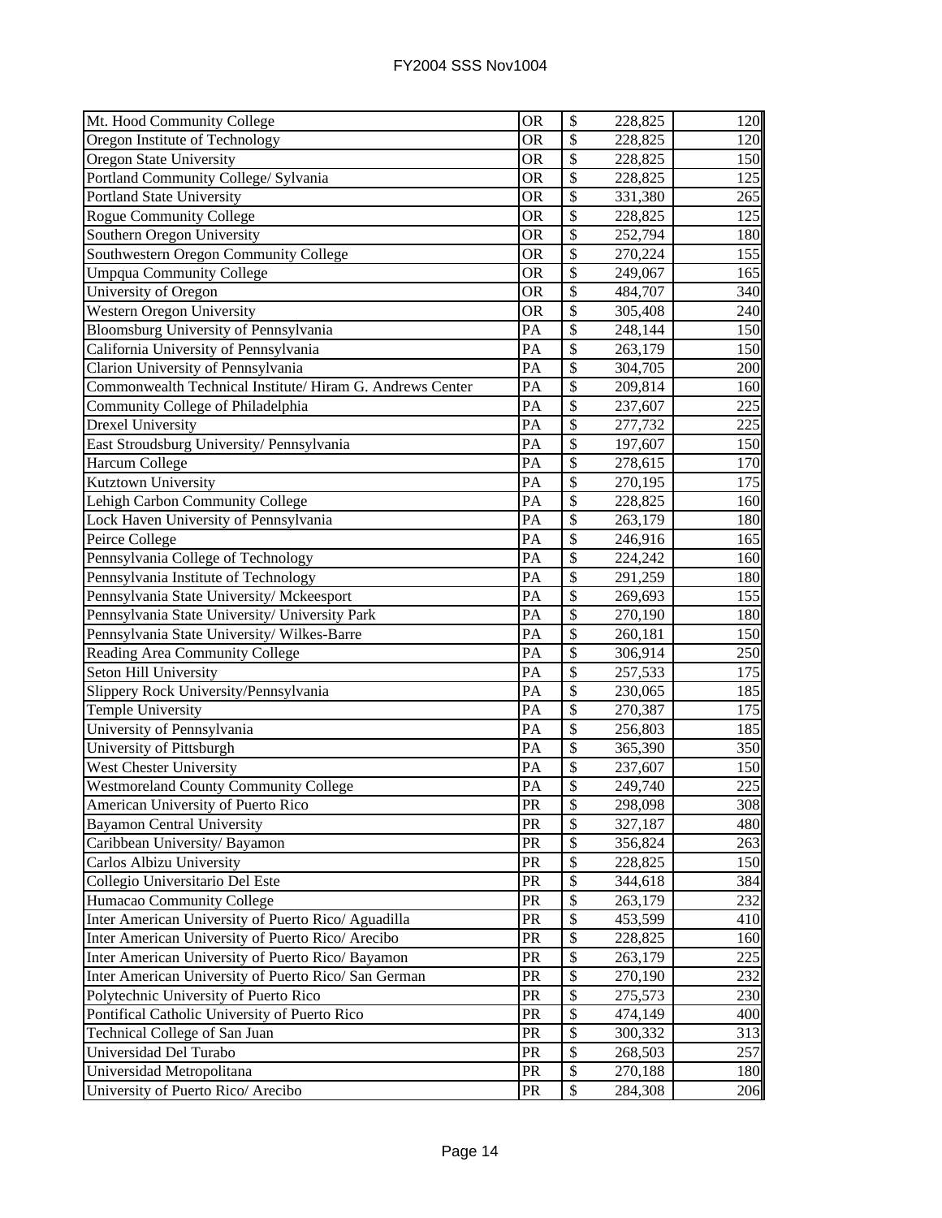| | | | | |
|---|---|---|---|---|
| Mt. Hood Community College | OR | $ | 228,825 | 120 |
| Oregon Institute of Technology | OR | $ | 228,825 | 120 |
| Oregon State University | OR | $ | 228,825 | 150 |
| Portland Community College/ Sylvania | OR | $ | 228,825 | 125 |
| Portland State University | OR | $ | 331,380 | 265 |
| Rogue Community College | OR | $ | 228,825 | 125 |
| Southern Oregon University | OR | $ | 252,794 | 180 |
| Southwestern Oregon Community College | OR | $ | 270,224 | 155 |
| Umpqua Community College | OR | $ | 249,067 | 165 |
| University of Oregon | OR | $ | 484,707 | 340 |
| Western Oregon University | OR | $ | 305,408 | 240 |
| Bloomsburg University of Pennsylvania | PA | $ | 248,144 | 150 |
| California University of Pennsylvania | PA | $ | 263,179 | 150 |
| Clarion University of Pennsylvania | PA | $ | 304,705 | 200 |
| Commonwealth Technical Institute/ Hiram G. Andrews Center | PA | $ | 209,814 | 160 |
| Community College of Philadelphia | PA | $ | 237,607 | 225 |
| Drexel University | PA | $ | 277,732 | 225 |
| East Stroudsburg University/ Pennsylvania | PA | $ | 197,607 | 150 |
| Harcum College | PA | $ | 278,615 | 170 |
| Kutztown University | PA | $ | 270,195 | 175 |
| Lehigh Carbon Community College | PA | $ | 228,825 | 160 |
| Lock Haven University of Pennsylvania | PA | $ | 263,179 | 180 |
| Peirce College | PA | $ | 246,916 | 165 |
| Pennsylvania College of Technology | PA | $ | 224,242 | 160 |
| Pennsylvania Institute of Technology | PA | $ | 291,259 | 180 |
| Pennsylvania State University/ Mckeesport | PA | $ | 269,693 | 155 |
| Pennsylvania State University/ University Park | PA | $ | 270,190 | 180 |
| Pennsylvania State University/ Wilkes-Barre | PA | $ | 260,181 | 150 |
| Reading Area Community College | PA | $ | 306,914 | 250 |
| Seton Hill University | PA | $ | 257,533 | 175 |
| Slippery Rock University/Pennsylvania | PA | $ | 230,065 | 185 |
| Temple University | PA | $ | 270,387 | 175 |
| University of Pennsylvania | PA | $ | 256,803 | 185 |
| University of Pittsburgh | PA | $ | 365,390 | 350 |
| West Chester University | PA | $ | 237,607 | 150 |
| Westmoreland County Community College | PA | $ | 249,740 | 225 |
| American University of Puerto Rico | PR | $ | 298,098 | 308 |
| Bayamon Central University | PR | $ | 327,187 | 480 |
| Caribbean University/ Bayamon | PR | $ | 356,824 | 263 |
| Carlos Albizu University | PR | $ | 228,825 | 150 |
| Collegio Universitario Del Este | PR | $ | 344,618 | 384 |
| Humacao Community College | PR | $ | 263,179 | 232 |
| Inter American University of Puerto Rico/ Aguadilla | PR | $ | 453,599 | 410 |
| Inter American University of Puerto Rico/ Arecibo | PR | $ | 228,825 | 160 |
| Inter American University of Puerto Rico/ Bayamon | PR | $ | 263,179 | 225 |
| Inter American University of Puerto Rico/ San German | PR | $ | 270,190 | 232 |
| Polytechnic University of Puerto Rico | PR | $ | 275,573 | 230 |
| Pontifical Catholic University of Puerto Rico | PR | $ | 474,149 | 400 |
| Technical College of San Juan | PR | $ | 300,332 | 313 |
| Universidad Del Turabo | PR | $ | 268,503 | 257 |
| Universidad Metropolitana | PR | $ | 270,188 | 180 |
| University of Puerto Rico/ Arecibo | PR | $ | 284,308 | 206 |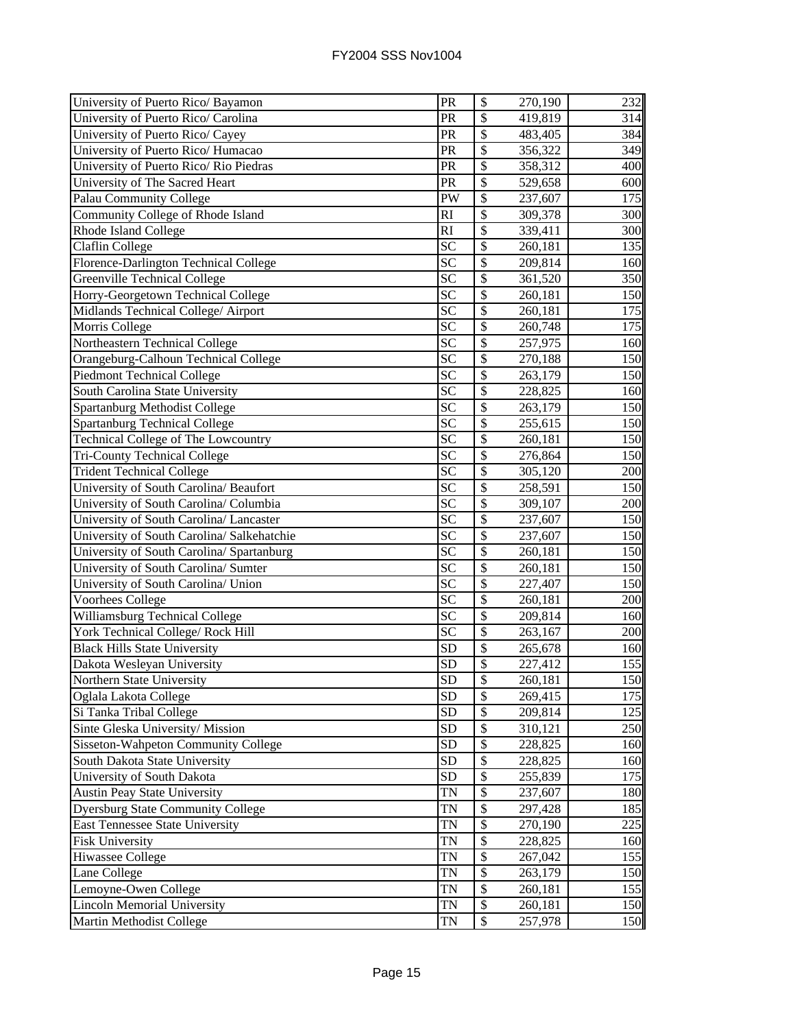| | | | | |
|---|---|---|---|---|
| University of Puerto Rico/ Bayamon | PR | $ | 270,190 | 232 |
| University of Puerto Rico/ Carolina | PR | $ | 419,819 | 314 |
| University of Puerto Rico/ Cayey | PR | $ | 483,405 | 384 |
| University of Puerto Rico/ Humacao | PR | $ | 356,322 | 349 |
| University of Puerto Rico/ Rio Piedras | PR | $ | 358,312 | 400 |
| University of The Sacred Heart | PR | $ | 529,658 | 600 |
| Palau Community College | PW | $ | 237,607 | 175 |
| Community College of Rhode Island | RI | $ | 309,378 | 300 |
| Rhode Island College | RI | $ | 339,411 | 300 |
| Claflin College | SC | $ | 260,181 | 135 |
| Florence-Darlington Technical College | SC | $ | 209,814 | 160 |
| Greenville Technical College | SC | $ | 361,520 | 350 |
| Horry-Georgetown Technical College | SC | $ | 260,181 | 150 |
| Midlands Technical College/ Airport | SC | $ | 260,181 | 175 |
| Morris College | SC | $ | 260,748 | 175 |
| Northeastern Technical College | SC | $ | 257,975 | 160 |
| Orangeburg-Calhoun Technical College | SC | $ | 270,188 | 150 |
| Piedmont Technical College | SC | $ | 263,179 | 150 |
| South Carolina State University | SC | $ | 228,825 | 160 |
| Spartanburg Methodist College | SC | $ | 263,179 | 150 |
| Spartanburg Technical College | SC | $ | 255,615 | 150 |
| Technical College of The Lowcountry | SC | $ | 260,181 | 150 |
| Tri-County Technical College | SC | $ | 276,864 | 150 |
| Trident Technical College | SC | $ | 305,120 | 200 |
| University of South Carolina/ Beaufort | SC | $ | 258,591 | 150 |
| University of South Carolina/ Columbia | SC | $ | 309,107 | 200 |
| University of South Carolina/ Lancaster | SC | $ | 237,607 | 150 |
| University of South Carolina/ Salkehatchie | SC | $ | 237,607 | 150 |
| University of South Carolina/ Spartanburg | SC | $ | 260,181 | 150 |
| University of South Carolina/ Sumter | SC | $ | 260,181 | 150 |
| University of South Carolina/ Union | SC | $ | 227,407 | 150 |
| Voorhees College | SC | $ | 260,181 | 200 |
| Williamsburg Technical College | SC | $ | 209,814 | 160 |
| York Technical College/ Rock Hill | SC | $ | 263,167 | 200 |
| Black Hills State University | SD | $ | 265,678 | 160 |
| Dakota Wesleyan University | SD | $ | 227,412 | 155 |
| Northern State University | SD | $ | 260,181 | 150 |
| Oglala Lakota College | SD | $ | 269,415 | 175 |
| Si Tanka Tribal College | SD | $ | 209,814 | 125 |
| Sinte Gleska University/ Mission | SD | $ | 310,121 | 250 |
| Sisseton-Wahpeton Community College | SD | $ | 228,825 | 160 |
| South Dakota State University | SD | $ | 228,825 | 160 |
| University of South Dakota | SD | $ | 255,839 | 175 |
| Austin Peay State University | TN | $ | 237,607 | 180 |
| Dyersburg State Community College | TN | $ | 297,428 | 185 |
| East Tennessee State University | TN | $ | 270,190 | 225 |
| Fisk University | TN | $ | 228,825 | 160 |
| Hiwassee College | TN | $ | 267,042 | 155 |
| Lane College | TN | $ | 263,179 | 150 |
| Lemoyne-Owen College | TN | $ | 260,181 | 155 |
| Lincoln Memorial University | TN | $ | 260,181 | 150 |
| Martin Methodist College | TN | $ | 257,978 | 150 |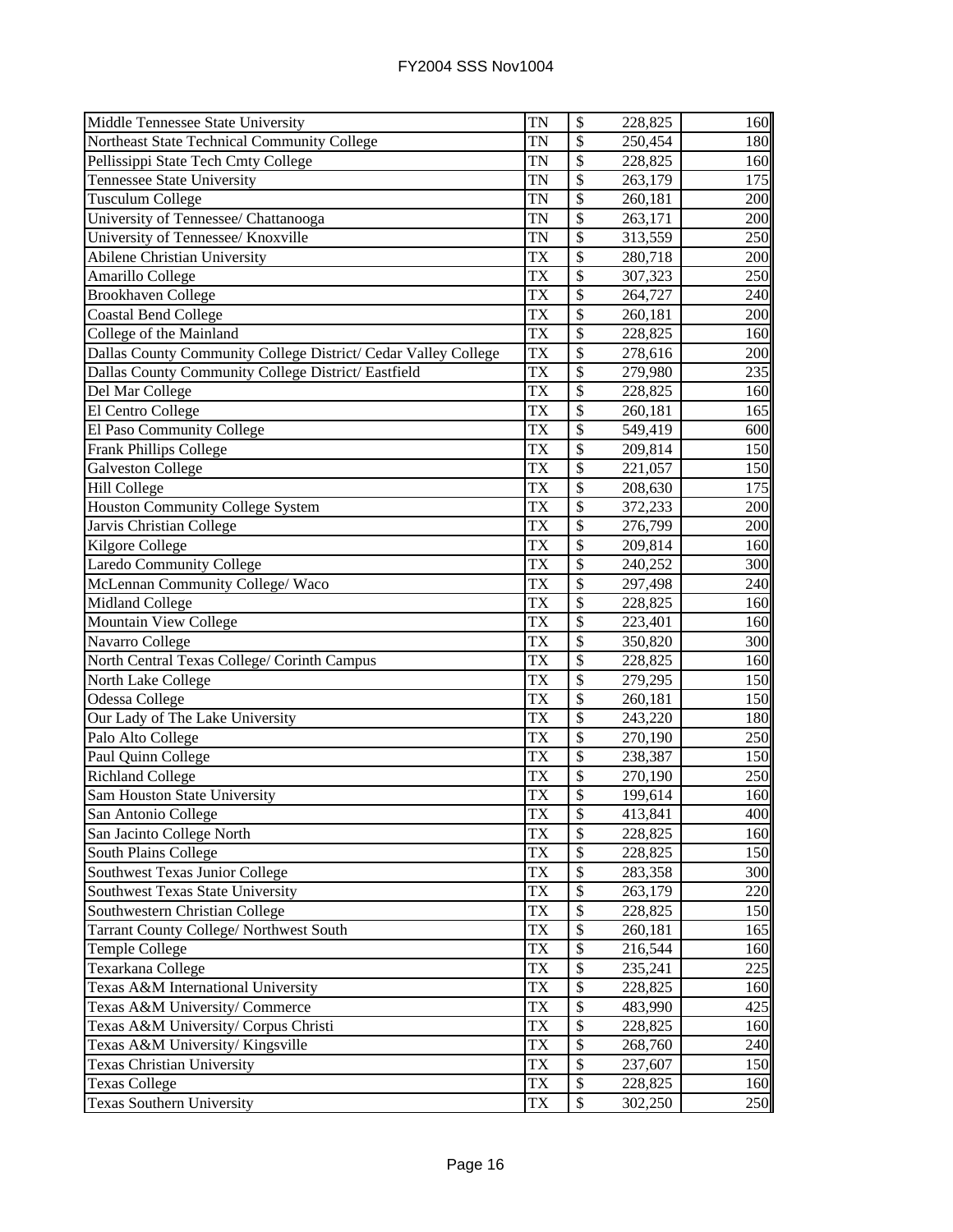| | | | | |
|---|---|---|---|---|
| Middle Tennessee State University | TN | $ | 228,825 | 160 |
| Northeast State Technical Community College | TN | $ | 250,454 | 180 |
| Pellissippi State Tech Cmty College | TN | $ | 228,825 | 160 |
| Tennessee State University | TN | $ | 263,179 | 175 |
| Tusculum College | TN | $ | 260,181 | 200 |
| University of Tennessee/ Chattanooga | TN | $ | 263,171 | 200 |
| University of Tennessee/ Knoxville | TN | $ | 313,559 | 250 |
| Abilene Christian University | TX | $ | 280,718 | 200 |
| Amarillo College | TX | $ | 307,323 | 250 |
| Brookhaven College | TX | $ | 264,727 | 240 |
| Coastal Bend College | TX | $ | 260,181 | 200 |
| College of the Mainland | TX | $ | 228,825 | 160 |
| Dallas County Community College District/ Cedar Valley College | TX | $ | 278,616 | 200 |
| Dallas County Community College District/ Eastfield | TX | $ | 279,980 | 235 |
| Del Mar College | TX | $ | 228,825 | 160 |
| El Centro College | TX | $ | 260,181 | 165 |
| El Paso Community College | TX | $ | 549,419 | 600 |
| Frank Phillips College | TX | $ | 209,814 | 150 |
| Galveston College | TX | $ | 221,057 | 150 |
| Hill College | TX | $ | 208,630 | 175 |
| Houston Community College System | TX | $ | 372,233 | 200 |
| Jarvis Christian College | TX | $ | 276,799 | 200 |
| Kilgore College | TX | $ | 209,814 | 160 |
| Laredo Community College | TX | $ | 240,252 | 300 |
| McLennan Community College/ Waco | TX | $ | 297,498 | 240 |
| Midland College | TX | $ | 228,825 | 160 |
| Mountain View College | TX | $ | 223,401 | 160 |
| Navarro College | TX | $ | 350,820 | 300 |
| North Central Texas College/ Corinth Campus | TX | $ | 228,825 | 160 |
| North Lake College | TX | $ | 279,295 | 150 |
| Odessa College | TX | $ | 260,181 | 150 |
| Our Lady of The Lake University | TX | $ | 243,220 | 180 |
| Palo Alto College | TX | $ | 270,190 | 250 |
| Paul Quinn College | TX | $ | 238,387 | 150 |
| Richland College | TX | $ | 270,190 | 250 |
| Sam Houston State University | TX | $ | 199,614 | 160 |
| San Antonio College | TX | $ | 413,841 | 400 |
| San Jacinto College North | TX | $ | 228,825 | 160 |
| South Plains College | TX | $ | 228,825 | 150 |
| Southwest Texas Junior College | TX | $ | 283,358 | 300 |
| Southwest Texas State University | TX | $ | 263,179 | 220 |
| Southwestern Christian College | TX | $ | 228,825 | 150 |
| Tarrant County College/ Northwest South | TX | $ | 260,181 | 165 |
| Temple College | TX | $ | 216,544 | 160 |
| Texarkana College | TX | $ | 235,241 | 225 |
| Texas A&M International University | TX | $ | 228,825 | 160 |
| Texas A&M University/ Commerce | TX | $ | 483,990 | 425 |
| Texas A&M University/ Corpus Christi | TX | $ | 228,825 | 160 |
| Texas A&M University/ Kingsville | TX | $ | 268,760 | 240 |
| Texas Christian University | TX | $ | 237,607 | 150 |
| Texas College | TX | $ | 228,825 | 160 |
| Texas Southern University | TX | $ | 302,250 | 250 |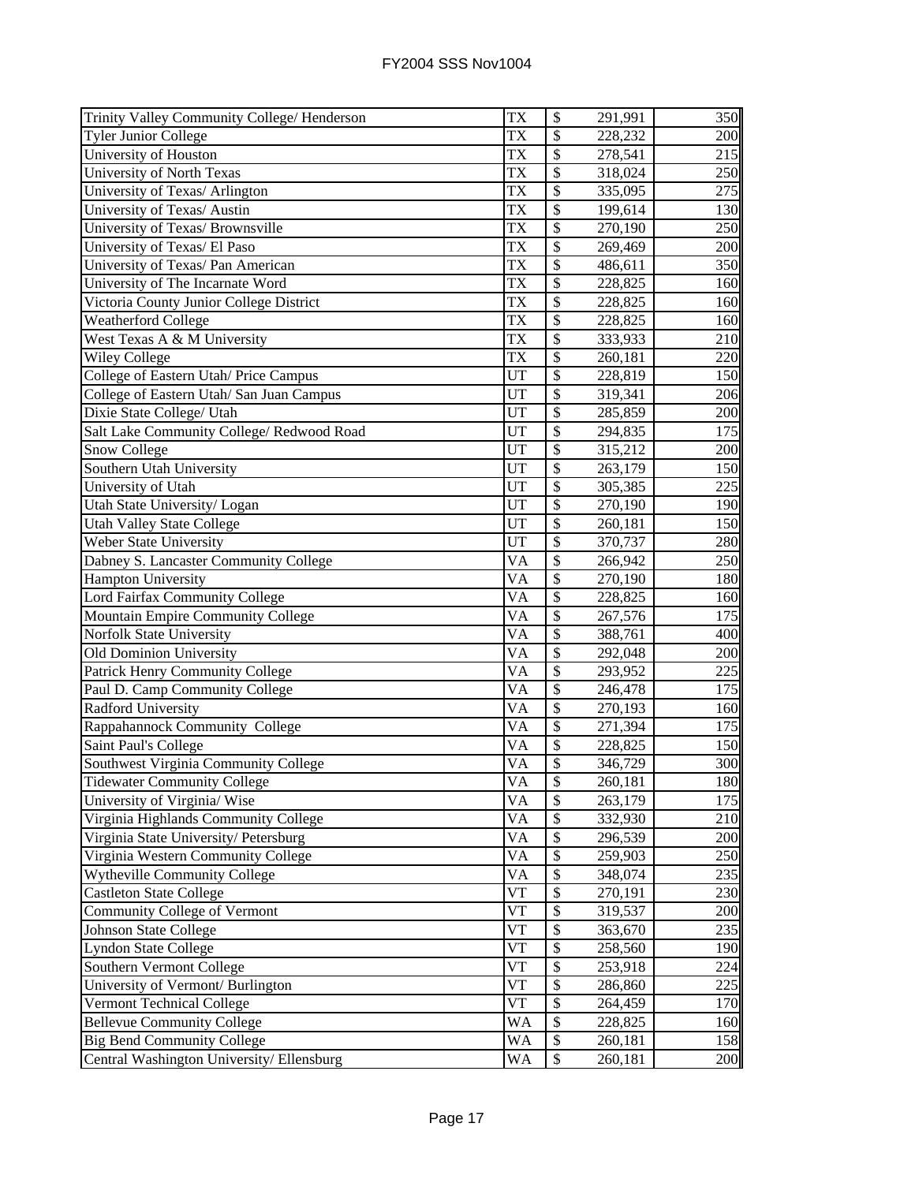| | | | | |
|---|---|---|---|---|
| Trinity Valley Community College/ Henderson | TX | $ | 291,991 | 350 |
| Tyler Junior College | TX | $ | 228,232 | 200 |
| University of Houston | TX | $ | 278,541 | 215 |
| University of North Texas | TX | $ | 318,024 | 250 |
| University of Texas/ Arlington | TX | $ | 335,095 | 275 |
| University of Texas/ Austin | TX | $ | 199,614 | 130 |
| University of Texas/ Brownsville | TX | $ | 270,190 | 250 |
| University of Texas/ El Paso | TX | $ | 269,469 | 200 |
| University of Texas/ Pan American | TX | $ | 486,611 | 350 |
| University of The Incarnate Word | TX | $ | 228,825 | 160 |
| Victoria County Junior College District | TX | $ | 228,825 | 160 |
| Weatherford College | TX | $ | 228,825 | 160 |
| West Texas A & M University | TX | $ | 333,933 | 210 |
| Wiley College | TX | $ | 260,181 | 220 |
| College of Eastern Utah/ Price Campus | UT | $ | 228,819 | 150 |
| College of Eastern Utah/ San Juan Campus | UT | $ | 319,341 | 206 |
| Dixie State College/ Utah | UT | $ | 285,859 | 200 |
| Salt Lake Community College/ Redwood Road | UT | $ | 294,835 | 175 |
| Snow College | UT | $ | 315,212 | 200 |
| Southern Utah University | UT | $ | 263,179 | 150 |
| University of Utah | UT | $ | 305,385 | 225 |
| Utah State University/ Logan | UT | $ | 270,190 | 190 |
| Utah Valley State College | UT | $ | 260,181 | 150 |
| Weber State University | UT | $ | 370,737 | 280 |
| Dabney S. Lancaster Community College | VA | $ | 266,942 | 250 |
| Hampton University | VA | $ | 270,190 | 180 |
| Lord Fairfax Community College | VA | $ | 228,825 | 160 |
| Mountain Empire Community College | VA | $ | 267,576 | 175 |
| Norfolk State University | VA | $ | 388,761 | 400 |
| Old Dominion University | VA | $ | 292,048 | 200 |
| Patrick Henry Community College | VA | $ | 293,952 | 225 |
| Paul D. Camp Community College | VA | $ | 246,478 | 175 |
| Radford University | VA | $ | 270,193 | 160 |
| Rappahannock Community College | VA | $ | 271,394 | 175 |
| Saint Paul's College | VA | $ | 228,825 | 150 |
| Southwest Virginia Community College | VA | $ | 346,729 | 300 |
| Tidewater Community College | VA | $ | 260,181 | 180 |
| University of Virginia/ Wise | VA | $ | 263,179 | 175 |
| Virginia Highlands Community College | VA | $ | 332,930 | 210 |
| Virginia State University/ Petersburg | VA | $ | 296,539 | 200 |
| Virginia Western Community College | VA | $ | 259,903 | 250 |
| Wytheville Community College | VA | $ | 348,074 | 235 |
| Castleton State College | VT | $ | 270,191 | 230 |
| Community College of Vermont | VT | $ | 319,537 | 200 |
| Johnson State College | VT | $ | 363,670 | 235 |
| Lyndon State College | VT | $ | 258,560 | 190 |
| Southern Vermont College | VT | $ | 253,918 | 224 |
| University of Vermont/ Burlington | VT | $ | 286,860 | 225 |
| Vermont Technical College | VT | $ | 264,459 | 170 |
| Bellevue Community College | WA | $ | 228,825 | 160 |
| Big Bend Community College | WA | $ | 260,181 | 158 |
| Central Washington University/ Ellensburg | WA | $ | 260,181 | 200 |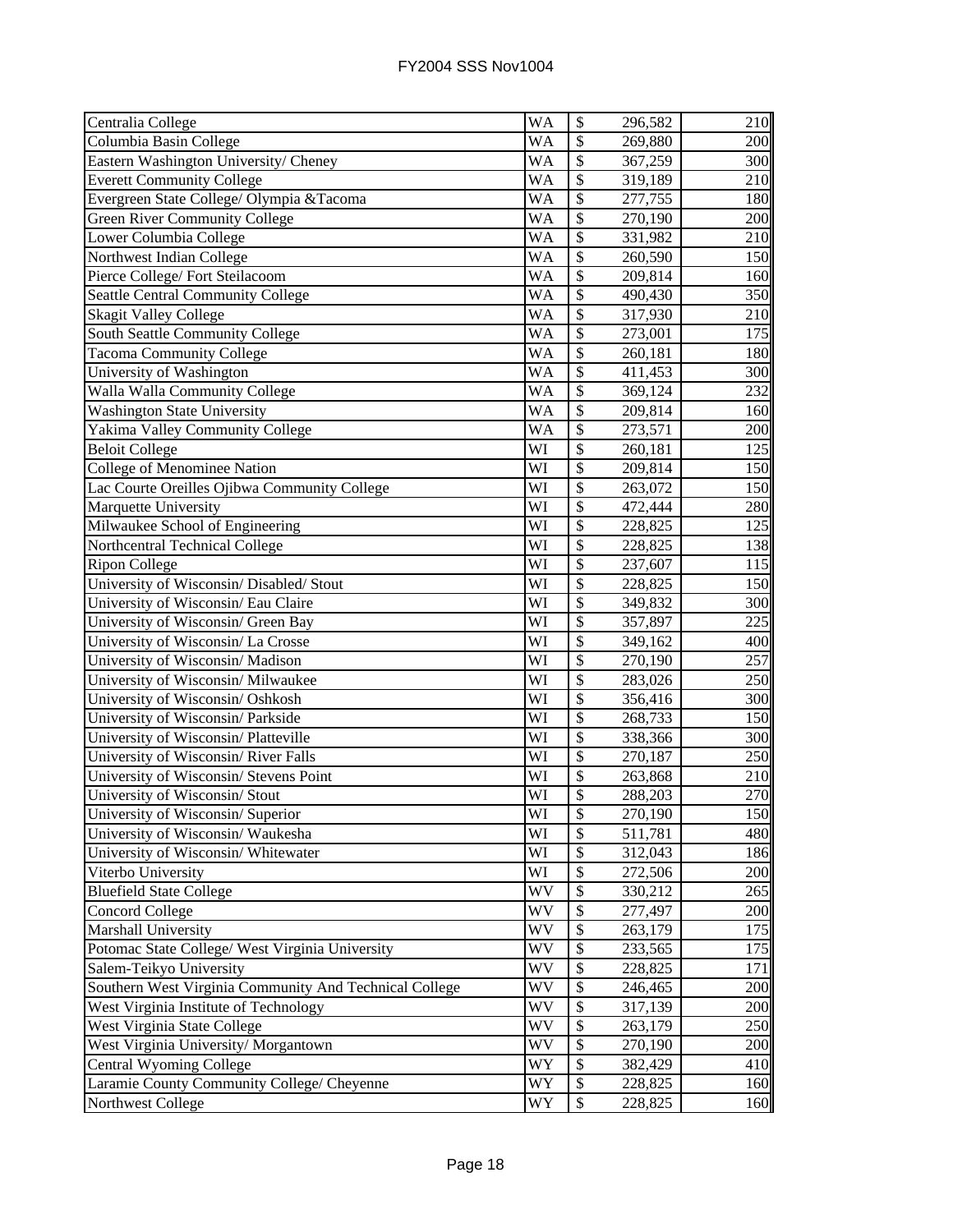| | | | |
|---|---|---|---|
| Centralia College | WA | $ 296,582 | 210 |
| Columbia Basin College | WA | $ 269,880 | 200 |
| Eastern Washington University/ Cheney | WA | $ 367,259 | 300 |
| Everett Community College | WA | $ 319,189 | 210 |
| Evergreen State College/ Olympia &Tacoma | WA | $ 277,755 | 180 |
| Green River Community College | WA | $ 270,190 | 200 |
| Lower Columbia College | WA | $ 331,982 | 210 |
| Northwest Indian College | WA | $ 260,590 | 150 |
| Pierce College/ Fort Steilacoom | WA | $ 209,814 | 160 |
| Seattle Central Community College | WA | $ 490,430 | 350 |
| Skagit Valley College | WA | $ 317,930 | 210 |
| South Seattle Community College | WA | $ 273,001 | 175 |
| Tacoma Community College | WA | $ 260,181 | 180 |
| University of Washington | WA | $ 411,453 | 300 |
| Walla Walla Community College | WA | $ 369,124 | 232 |
| Washington State University | WA | $ 209,814 | 160 |
| Yakima Valley Community College | WA | $ 273,571 | 200 |
| Beloit College | WI | $ 260,181 | 125 |
| College of Menominee Nation | WI | $ 209,814 | 150 |
| Lac Courte Oreilles Ojibwa Community College | WI | $ 263,072 | 150 |
| Marquette University | WI | $ 472,444 | 280 |
| Milwaukee School of Engineering | WI | $ 228,825 | 125 |
| Northcentral Technical College | WI | $ 228,825 | 138 |
| Ripon College | WI | $ 237,607 | 115 |
| University of Wisconsin/ Disabled/ Stout | WI | $ 228,825 | 150 |
| University of Wisconsin/ Eau Claire | WI | $ 349,832 | 300 |
| University of Wisconsin/ Green Bay | WI | $ 357,897 | 225 |
| University of Wisconsin/ La Crosse | WI | $ 349,162 | 400 |
| University of Wisconsin/ Madison | WI | $ 270,190 | 257 |
| University of Wisconsin/ Milwaukee | WI | $ 283,026 | 250 |
| University of Wisconsin/ Oshkosh | WI | $ 356,416 | 300 |
| University of Wisconsin/ Parkside | WI | $ 268,733 | 150 |
| University of Wisconsin/ Platteville | WI | $ 338,366 | 300 |
| University of Wisconsin/ River Falls | WI | $ 270,187 | 250 |
| University of Wisconsin/ Stevens Point | WI | $ 263,868 | 210 |
| University of Wisconsin/ Stout | WI | $ 288,203 | 270 |
| University of Wisconsin/ Superior | WI | $ 270,190 | 150 |
| University of Wisconsin/ Waukesha | WI | $ 511,781 | 480 |
| University of Wisconsin/ Whitewater | WI | $ 312,043 | 186 |
| Viterbo University | WI | $ 272,506 | 200 |
| Bluefield State College | WV | $ 330,212 | 265 |
| Concord College | WV | $ 277,497 | 200 |
| Marshall University | WV | $ 263,179 | 175 |
| Potomac State College/ West Virginia University | WV | $ 233,565 | 175 |
| Salem-Teikyo University | WV | $ 228,825 | 171 |
| Southern West Virginia Community And Technical College | WV | $ 246,465 | 200 |
| West Virginia Institute of Technology | WV | $ 317,139 | 200 |
| West Virginia State College | WV | $ 263,179 | 250 |
| West Virginia University/ Morgantown | WV | $ 270,190 | 200 |
| Central Wyoming College | WY | $ 382,429 | 410 |
| Laramie County Community College/ Cheyenne | WY | $ 228,825 | 160 |
| Northwest College | WY | $ 228,825 | 160 |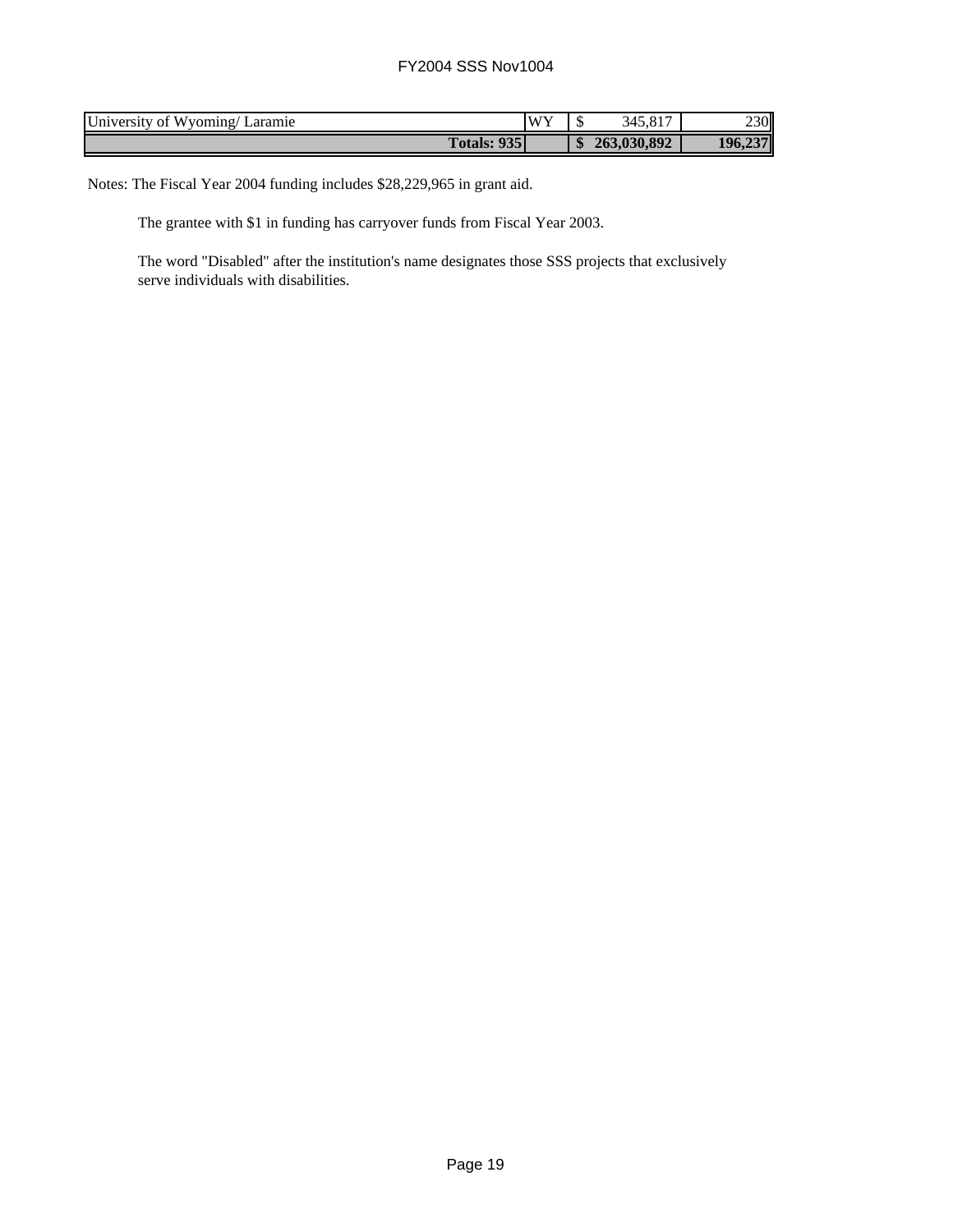| | | | | |
|---|---|---|---|---|
| University of Wyoming/ Laramie | WY | $ | 345,817 | 230 |
| **Totals: 935** | | **$** | **263,030,892** | **196,237** |

Notes: The Fiscal Year 2004 funding includes $28,229,965 in grant aid.

The grantee with $1 in funding has carryover funds from Fiscal Year 2003.

The word "Disabled" after the institution's name designates those SSS projects that exclusively serve individuals with disabilities.